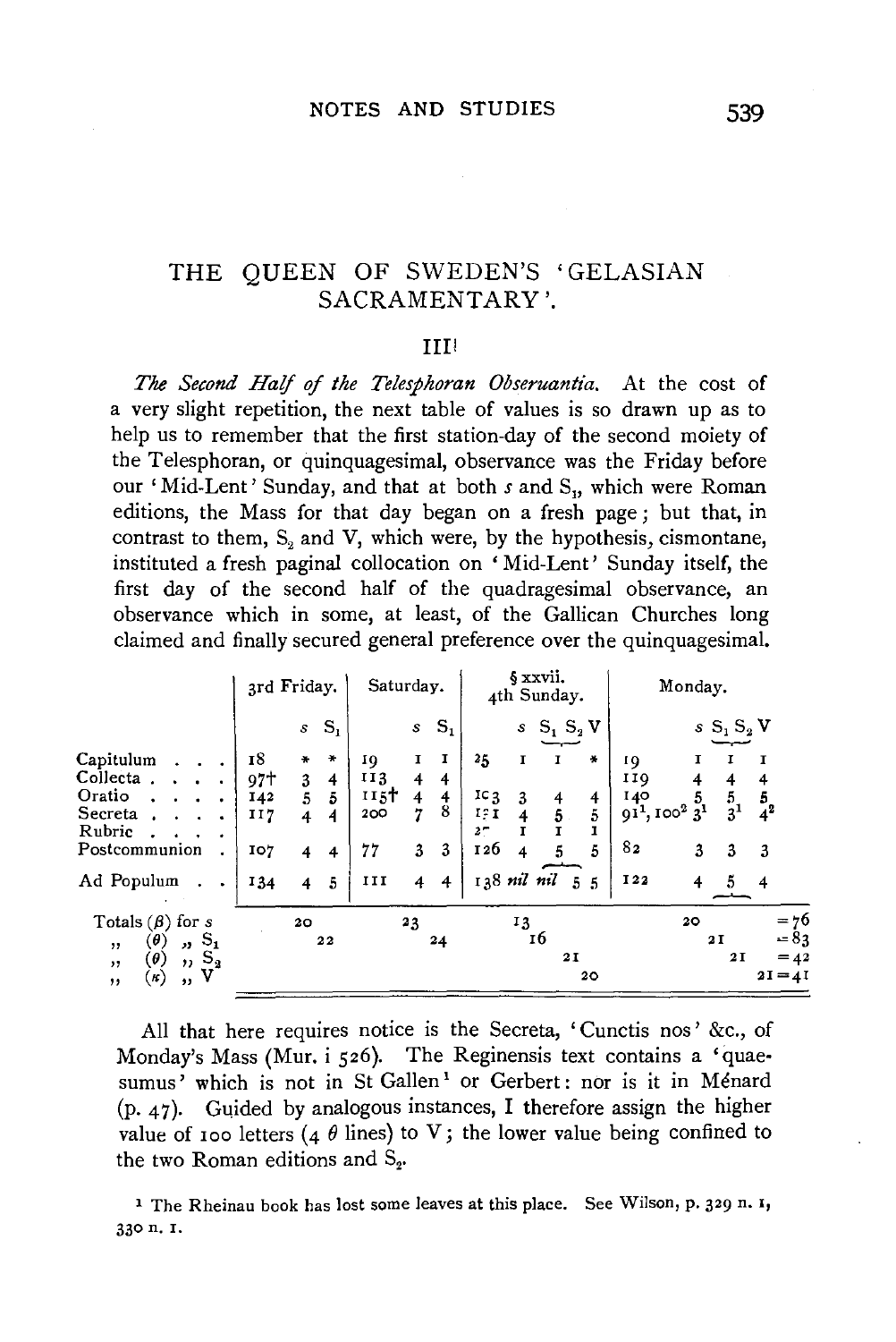# THE QUEEN OF SWEDEN'S 'GELASIAN SACRAMENTARY'.

## III[1]

*The Second Half of the Telesphoran Obseruantia.* At the cost of a very slight repetition, the next table of values is so drawn up as to help us to remember that the first station-day of the second moiety of the Telesphoran, or quinquagesimal, observance was the Friday before our 'Mid-Lent' Sunday, and that at both *s* and $S_1$, which were Roman editions, the Mass for that day began on a fresh page; but that, in contrast to them, $S_2$ and V, which were, by the hypothesis, cismontane, instituted a fresh paginal collocation on 'Mid-Lent' Sunday itself, the first day of the second half of the quadragesimal observance, an observance which in some, at least, of the Gallican Churches long claimed and finally secured general preference over the quinquagesimal.

| | 3rd Friday. | | | Saturday. | | | § xxvii. 4th Sunday. | | | | | Monday. | | | | |
|---|---|---|---|---|---|---|---|---|---|---|---|---|---|---|---|---|
| | | *s* | $S_1$ | | *s* | $S_1$ | | *s* | $S_1$ | $S_2$ | V | | *s* | $S_1$ | $S_2$ | V |
| Capitulum | 18 | * | * | 19 | 1 | 1 | 25 | 1 | 1 | | * | 19 | 1 | 1 | | 1 |
| Collecta | 97† | 3 | 4 | 113 | 4 | 4 | | | | | | 119 | 4 | 4 | | 4 |
| Oratio | 142 | 5 | 5 | 115† | 4 | 4 | 103 | 3 | 4 | | 4 | 140 | 5 | 5 | | 5 |
| Secreta | 117 | 4 | 4 | 200 | 7 | 8 | 121 | 4 | 5 | | 5 | $91^1$, $100^2$ | $3^1$ | $3^1$ | | $4^2$ |
| Rubric | | | | | | | 2- | 1 | 1 | | 1 | | | | | |
| Postcommunion | 107 | 4 | 4 | 77 | 3 | 3 | 126 | 4 | 5 | | 5 | 82 | 3 | 3 | | 3 |
| Ad Populum | 134 | 4 | 5 | 111 | 4 | 4 | 138 | *nil* | *nil* | 5 | 5 | 122 | 4 | 5 | | 4 |
| Totals ($\beta$) for *s* | | 20 | | | 23 | | | 13 | | | | | 20 | | | = 76 |
| ,, ($\theta$) ,, $S_1$ | | | 22 | | | 24 | | | 16 | | | | | 21 | | = 83 |
| ,, ($\theta$) ,, $S_2$ | | | | | | | | | | 21 | | | | | 21 | = 42 |
| ,, ($\kappa$) ,, V | | | | | | | | | | | 20 | | | | 21 | = 41 |

All that here requires notice is the Secreta, 'Cunctis nos' &c., of Monday's Mass (Mur. i 526). The Reginensis text contains a 'quaesumus' which is not in St Gallen[1] or Gerbert: nor is it in Ménard (p. 47). Guided by analogous instances, I therefore assign the higher value of 100 letters (4 $\theta$ lines) to V; the lower value being confined to the two Roman editions and $S_2$.

[1] The Rheinau book has lost some leaves at this place. See Wilson, p. 329 n. 1, 330 n. 1.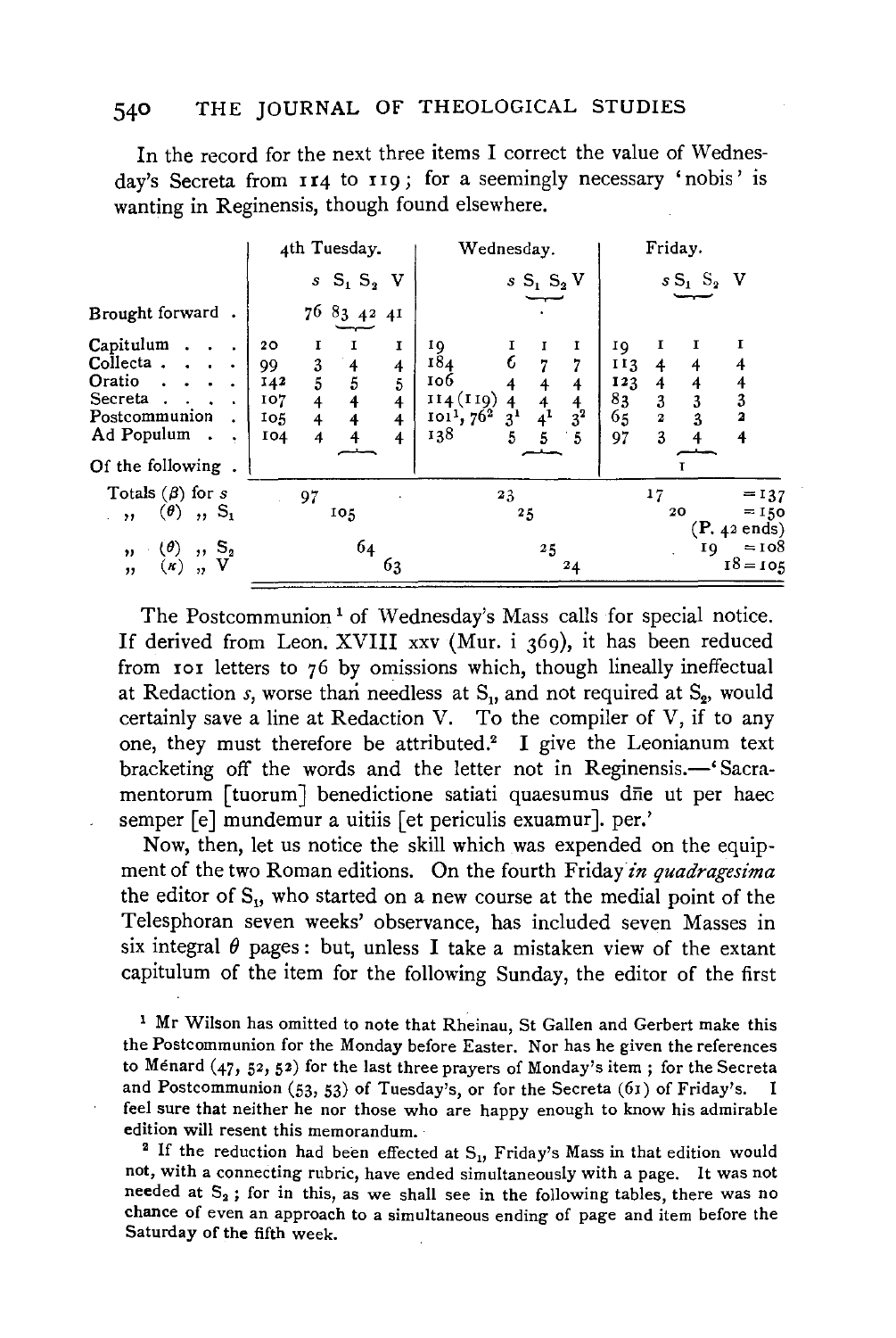In the record for the next three items I correct the value of Wednesday's Secreta from 114 to 119; for a seemingly necessary 'nobis' is wanting in Reginensis, though found elsewhere.

| | 4th Tuesday. | | | | | Wednesday. | | | | | Friday. | | | | |
|---|---|---|---|---|---|---|---|---|---|---|---|---|---|---|---|
| | | $s$ | $S_1$ | $S_2$ | V | | $s$ | $S_1$ | $S_2$ | V | | $s$ | $S_1$ | $S_2$ | V |
| Brought forward | | 76 | 83 | 42 | 41 | | | · | | | | | | | |
| Capitulum | 20 | 1 | 1 | | 1 | 19 | 1 | 1 | | 1 | 19 | 1 | 1 | | 1 |
| Collecta | 99 | 3 | 4 | | 4 | 184 | 6 | 7 | | 7 | 113 | 4 | 4 | | 4 |
| Oratio | 142 | 5 | 5 | | 5 | 106 | 4 | 4 | | 4 | 123 | 4 | 4 | | 4 |
| Secreta | 107 | 4 | 4 | | 4 | 114 (119) | 4 | 4 | | 4 | 83 | 3 | 3 | | 3 |
| Postcommunion | 105 | 4 | 4 | | 4 | 101[1], 76[2] | 3[1] | 4[1] | | 3[2] | 65 | 2 | 3 | | 2 |
| Ad Populum | 104 | 4 | 4 | | 4 | 138 | 5 | 5 | | 5 | 97 | 3 | 4 | | 4 |
| Of the following | | | | | | | | | | | | | 1 | | |
| Totals ($\beta$) for $s$ | | 97 | | | | | 23 | | | | | 17 | | | = 137 |
| ,, ($\theta$) ,, $S_1$ | | | 105 | | | | | 25 | | | | | 20 | | = 150 (P. 42 ends) |
| ,, ($\theta$) ,, $S_2$ | | | | 64 | | | | | 25 | | | | | 19 | = 108 |
| ,, ($\kappa$) ,, V | | | | | 63 | | | | | 24 | | | | | 18 = 105 |

The Postcommunion[1] of Wednesday's Mass calls for special notice. If derived from Leon. XVIII xxv (Mur. i 369), it has been reduced from 101 letters to 76 by omissions which, though lineally ineffectual at Redaction $s$, worse than needless at $S_1$, and not required at $S_2$, would certainly save a line at Redaction V. To the compiler of V, if to any one, they must therefore be attributed.[2] I give the Leonianum text bracketing off the words and the letter not in Reginensis.—'Sacramentorum [tuorum] benedictione satiati quaesumus dñe ut per haec semper [e] mundemur a uitiis [et periculis exuamur]. per.'

Now, then, let us notice the skill which was expended on the equipment of the two Roman editions. On the fourth Friday *in quadragesima* the editor of $S_1$, who started on a new course at the medial point of the Telesphoran seven weeks' observance, has included seven Masses in six integral $\theta$ pages: but, unless I take a mistaken view of the extant capitulum of the item for the following Sunday, the editor of the first

[1] Mr Wilson has omitted to note that Rheinau, St Gallen and Gerbert make this the Postcommunion for the Monday before Easter. Nor has he given the references to Ménard (47, 52, 52) for the last three prayers of Monday's item; for the Secreta and Postcommunion (53, 53) of Tuesday's, or for the Secreta (61) of Friday's. I feel sure that neither he nor those who are happy enough to know his admirable edition will resent this memorandum.

[2] If the reduction had been effected at $S_1$, Friday's Mass in that edition would not, with a connecting rubric, have ended simultaneously with a page. It was not needed at $S_2$; for in this, as we shall see in the following tables, there was no chance of even an approach to a simultaneous ending of page and item before the Saturday of the fifth week.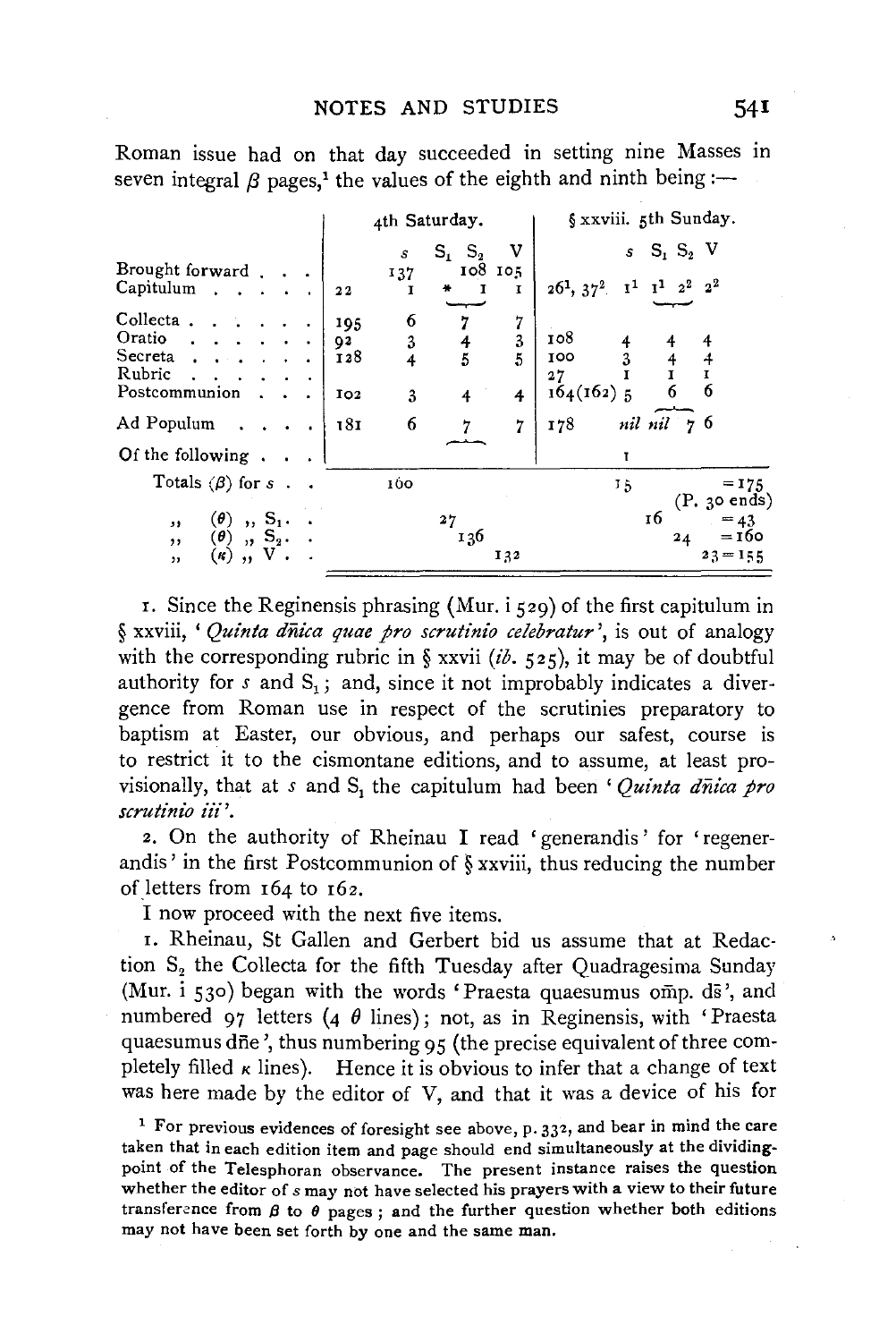Roman issue had on that day succeeded in setting nine Masses in seven integral $\beta$ pages,[1] the values of the eighth and ninth being :—

| | 4th Saturday. | | | | § xxviii. 5th Sunday. | | | | |
|---|---|---|---|---|---|---|---|---|---|
| | | $s$ | $S_1$ $S_2$ | V | | $s$ | $S_1$ $S_2$ | V | |
| Brought forward . . . | | 137 | 108 | 105 | | | | | |
| Capitulum . . . . . | 22 | 1 | * 1 | 1 | $26^1$, $37^2$ | $1^1$ | $1^1$ $2^2$ | $2^2$ | |
| Collecta . . . . . . | 195 | 6 | 7 | 7 | | | | | |
| Oratio . . . . . . | 92 | 3 | 4 | 3 | 108 | 4 | 4 | 4 | |
| Secreta . . . . . . | 128 | 4 | 5 | 5 | 100 | 3 | 4 | 4 | |
| Rubric . . . . . . | | | | | 27 | 1 | 1 | 1 | |
| Postcommunion . . . | 102 | 3 | 4 | 4 | 164(162) | 5 | 6 | 6 | |
| Ad Populum . . . . | 181 | 6 | 7 | 7 | 178 | *nil* | *nil* 7 | 6 | |
| Of the following . . . | | | | | | 1 | | | |
| Totals ($\beta$) for $s$ . . | | 160 | | | | 15 | | | =175 (P. 30 ends) |
| ,, ($\theta$) ,, $S_1$ . . | | | 27 | | | | 16 | | =43 |
| ,, ($\theta$) ,, $S_2$ . . | | | 136 | | | | 24 | | =160 |
| ,, ($\kappa$) ,, V . . | | | | 132 | | | | 23 | =155 |

1. Since the Reginensis phrasing (Mur. i 529) of the first capitulum in § xxviii, '*Quinta dñica quae pro scrutinio celebratur*', is out of analogy with the corresponding rubric in § xxvii (*ib.* 525), it may be of doubtful authority for $s$ and $S_1$; and, since it not improbably indicates a divergence from Roman use in respect of the scrutinies preparatory to baptism at Easter, our obvious, and perhaps our safest, course is to restrict it to the cismontane editions, and to assume, at least provisionally, that at $s$ and $S_1$ the capitulum had been '*Quinta dñica pro scrutinio iii*'.

2. On the authority of Rheinau I read 'generandis' for 'regenerandis' in the first Postcommunion of § xxviii, thus reducing the number of letters from 164 to 162.

I now proceed with the next five items.

1. Rheinau, St Gallen and Gerbert bid us assume that at Redaction $S_2$ the Collecta for the fifth Tuesday after Quadragesima Sunday (Mur. i 530) began with the words 'Praesta quaesumus omp. ds', and numbered 97 letters (4 $\theta$ lines); not, as in Reginensis, with 'Praesta quaesumus dñe', thus numbering 95 (the precise equivalent of three completely filled $\kappa$ lines). Hence it is obvious to infer that a change of text was here made by the editor of V, and that it was a device of his for

[1] For previous evidences of foresight see above, p. 332, and bear in mind the care taken that in each edition item and page should end simultaneously at the dividing-point of the Telesphoran observance. The present instance raises the question whether the editor of $s$ may not have selected his prayers with a view to their future transference from $\beta$ to $\theta$ pages; and the further question whether both editions may not have been set forth by one and the same man.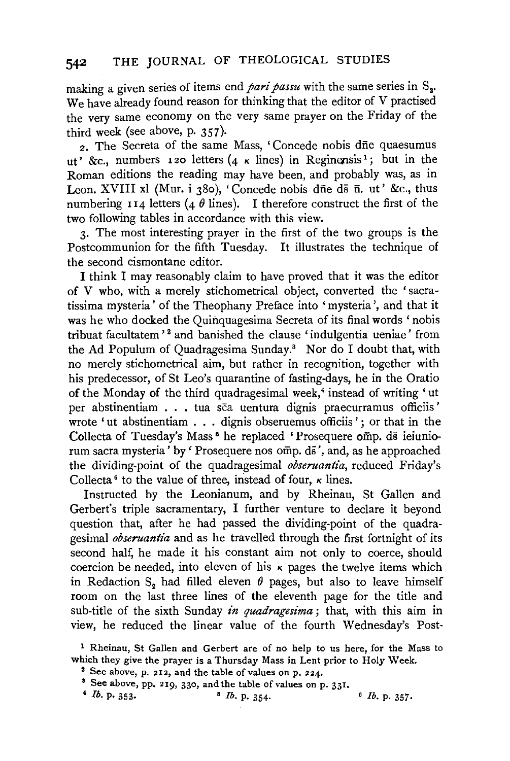making a given series of items end *pari passu* with the same series in $S_2$. We have already found reason for thinking that the editor of V practised the very same economy on the very same prayer on the Friday of the third week (see above, p. 357).

2. The Secreta of the same Mass, 'Concede nobis dñe quaesumus ut' &c., numbers 120 letters (4 κ lines) in Reginensis[1]; but in the Roman editions the reading may have been, and probably was, as in Leon. XVIII xl (Mur. i 380), 'Concede nobis dñe ds̄ n̄. ut' &c., thus numbering 114 letters (4 θ lines). I therefore construct the first of the two following tables in accordance with this view.

3. The most interesting prayer in the first of the two groups is the Postcommunion for the fifth Tuesday. It illustrates the technique of the second cismontane editor.

I think I may reasonably claim to have proved that it was the editor of V who, with a merely stichometrical object, converted the 'sacratissima mysteria' of the Theophany Preface into 'mysteria', and that it was he who docked the Quinquagesima Secreta of its final words 'nobis tribuat facultatem'[2] and banished the clause 'indulgentia ueniae' from the Ad Populum of Quadragesima Sunday.[3] Nor do I doubt that, with no merely stichometrical aim, but rather in recognition, together with his predecessor, of St Leo's quarantine of fasting-days, he in the Oratio of the Monday of the third quadragesimal week,[4] instead of writing 'ut per abstinentiam . . . tua sc̄a uentura dignis praecurramus officiis' wrote 'ut abstinentiam . . . dignis obseruemus officiis'; or that in the Collecta of Tuesday's Mass[5] he replaced 'Prosequere om̄p. ds̄ ieiuniorum sacra mysteria' by 'Prosequere nos om̄p. ds̄', and, as he approached the dividing-point of the quadragesimal *obseruantia*, reduced Friday's Collecta[6] to the value of three, instead of four, κ lines.

Instructed by the Leonianum, and by Rheinau, St Gallen and Gerbert's triple sacramentary, I further venture to declare it beyond question that, after he had passed the dividing-point of the quadragesimal *obseruantia* and as he travelled through the first fortnight of its second half, he made it his constant aim not only to coerce, should coercion be needed, into eleven of his κ pages the twelve items which in Redaction $S_2$ had filled eleven θ pages, but also to leave himself room on the last three lines of the eleventh page for the title and sub-title of the sixth Sunday *in quadragesima*; that, with this aim in view, he reduced the linear value of the fourth Wednesday's Post-

[1] Rheinau, St Gallen and Gerbert are of no help to us here, for the Mass to which they give the prayer is a Thursday Mass in Lent prior to Holy Week.

[2] See above, p. 212, and the table of values on p. 224.

[3] See above, pp. 219, 330, and the table of values on p. 331.

[4] *Ib.* p. 353.

[5] *Ib.* p. 354.

[6] *Ib.* p. 357.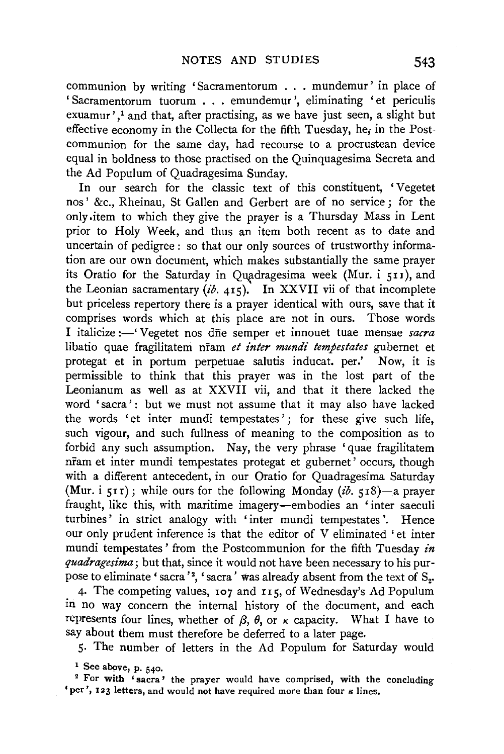communion by writing 'Sacramentorum . . . mundemur' in place of 'Sacramentorum tuorum . . . emundemur', eliminating 'et periculis exuamur',[1] and that, after practising, as we have just seen, a slight but effective economy in the Collecta for the fifth Tuesday, he, in the Post-communion for the same day, had recourse to a procrustean device equal in boldness to those practised on the Quinquagesima Secreta and the Ad Populum of Quadragesima Sunday.

In our search for the classic text of this constituent, 'Vegetet nos' &c., Rheinau, St Gallen and Gerbert are of no service; for the only item to which they give the prayer is a Thursday Mass in Lent prior to Holy Week, and thus an item both recent as to date and uncertain of pedigree: so that our only sources of trustworthy information are our own document, which makes substantially the same prayer its Oratio for the Saturday in Quadragesima week (Mur. i 511), and the Leonian sacramentary (*ib.* 415). In XXVII vii of that incomplete but priceless repertory there is a prayer identical with ours, save that it comprises words which at this place are not in ours. Those words I italicize:—'Vegetet nos dñe semper et innouet tuae mensae *sacra* libatio quae fragilitatem nr̄am *et inter mundi tempestates* gubernet et protegat et in portum perpetuae salutis inducat. per.' Now, it is permissible to think that this prayer was in the lost part of the Leonianum as well as at XXVII vii, and that it there lacked the word 'sacra': but we must not assume that it may also have lacked the words 'et inter mundi tempestates'; for these give such life, such vigour, and such fullness of meaning to the composition as to forbid any such assumption. Nay, the very phrase 'quae fragilitatem nr̄am et inter mundi tempestates protegat et gubernet' occurs, though with a different antecedent, in our Oratio for Quadragesima Saturday (Mur. i 511); while ours for the following Monday (*ib.* 518)—a prayer fraught, like this, with maritime imagery—embodies an 'inter saeculi turbines' in strict analogy with 'inter mundi tempestates'. Hence our only prudent inference is that the editor of V eliminated 'et inter mundi tempestates' from the Postcommunion for the fifth Tuesday *in quadragesima*; but that, since it would not have been necessary to his purpose to eliminate 'sacra'[2], 'sacra' was already absent from the text of $S_2$.

4. The competing values, 107 and 115, of Wednesday's Ad Populum in no way concern the internal history of the document, and each represents four lines, whether of $\beta$, $\theta$, or $\kappa$ capacity. What I have to say about them must therefore be deferred to a later page.

5. The number of letters in the Ad Populum for Saturday would

[1] See above, p. 540.

[2] For with 'sacra' the prayer would have comprised, with the concluding 'per', 123 letters, and would not have required more than four $\kappa$ lines.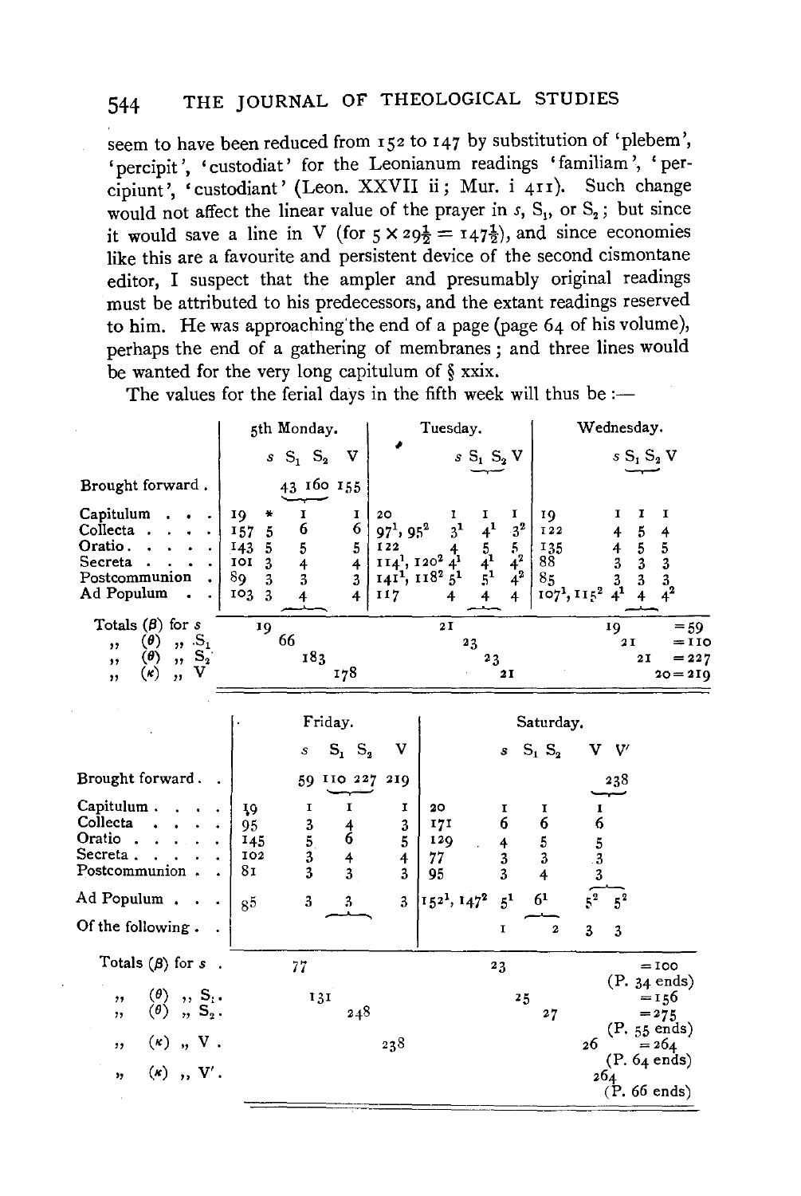seem to have been reduced from 152 to 147 by substitution of 'plebem', 'percipit', 'custodiat' for the Leonianum readings 'familiam', 'percipiunt', 'custodiant' (Leon. XXVII ii; Mur. i 411). Such change would not affect the linear value of the prayer in *s*, $S_1$, or $S_2$; but since it would save a line in V (for $5 \times 29\frac{1}{2} = 147\frac{1}{2}$), and since economies like this are a favourite and persistent device of the second cismontane editor, I suspect that the ampler and presumably original readings must be attributed to his predecessors, and the extant readings reserved to him. He was approaching the end of a page (page 64 of his volume), perhaps the end of a gathering of membranes; and three lines would be wanted for the very long capitulum of § xxix.

The values for the ferial days in the fifth week will thus be :—

| | 5th Monday. | | | | | Tuesday. | | | | Wednesday. | | | | |
|---|---|---|---|---|---|---|---|---|---|---|---|---|---|---|
| | | *s* | $S_1$ | $S_2$ | V | | *s* | $S_1$ | $S_2$ V | | *s* | $S_1$ | $S_2$ | V |
| Brought forward. | | 43 | 160 | 155 | | | | | | | | | | |
| Capitulum | 19 | * | 1 | | 1 | 20 | 1 | 1 | 1 | 19 | 1 | 1 | 1 | |
| Collecta | 157 | 5 | 6 | | 6 | $97^1$, $95^2$ | $3^1$ | $4^1$ | $3^2$ | 122 | 4 | 5 | 4 | |
| Oratio | 143 | 5 | 5 | | 5 | 122 | 4 | 5 | 5 | 135 | 4 | 5 | 5 | |
| Secreta | 101 | 3 | 4 | | 4 | $114^1$, $120^2$ | $4^1$ | $4^1$ | $4^2$ | 88 | 3 | 3 | 3 | |
| Postcommunion | 89 | 3 | 3 | | 3 | $141^1$, $118^2$ | $5^1$ | $5^1$ | $4^2$ | 85 | 3 | 3 | 3 | |
| Ad Populum | 103 | 3 | 4 | | 4 | 117 | 4 | 4 | 4 | $107^1$, $115^2$ | $4^1$ | 4 | $4^2$ | |
| Totals ($\beta$) for *s* | 19 | | | | | 21 | | | | 19 | | | | = 59 |
| ,, ($\theta$) ,, $S_1$ | | 66 | | | | | 23 | | | | 21 | | | = 110 |
| ,, ($\theta$) ,, $S_2$ | | | 183 | | | | | 23 | | | | 21 | | = 227 |
| ,, ($\kappa$) ,, V | | | | 178 | | | | | 21 | | | | 20 | = 219 |

| | Friday. | | | | | Saturday. | | | | | |
|---|---|---|---|---|---|---|---|---|---|---|---|
| | | *s* | $S_1$ | $S_2$ | V | | *s* | $S_1$ $S_2$ | V | V′ | |
| Brought forward. | | 59 | 110 | 227 | 219 | | | | 238 | | |
| Capitulum | 19 | 1 | 1 | | 1 | 20 | 1 | 1 | 1 | | |
| Collecta | 95 | 3 | 4 | | 3 | 171 | 6 | 6 | 6 | | |
| Oratio | 145 | 5 | 6 | | 5 | 129 | 4 | 5 | 5 | | |
| Secreta | 102 | 3 | 4 | | 4 | 77 | 3 | 3 | 3 | | |
| Postcommunion | 81 | 3 | 3 | | 3 | 95 | 3 | 4 | 3 | | |
| Ad Populum | 85 | 3 | 3 | | 3 | $152^1$, $147^2$ | $5^1$ | $6^1$ | $5^2$ | $5^2$ | |
| Of the following | | | | | | | 1 | 2 | 3 | 3 | |
| Totals ($\beta$) for *s* | | 77 | | | | | 23 | | | | = 100 (P. 34 ends) |
| ,, ($\theta$) ,, $S_1$ | | | 131 | | | | | 25 | | | = 156 |
| ,, ($\theta$) ,, $S_2$ | | | | 248 | | | | 27 | | | = 275 (P. 55 ends) |
| ,, ($\kappa$) ,, V | | | | | 238 | | | | 26 | | = 264 (P. 64 ends) |
| ,, ($\kappa$) ,, V′ | | | | | | | | | | 264 | (P. 66 ends) |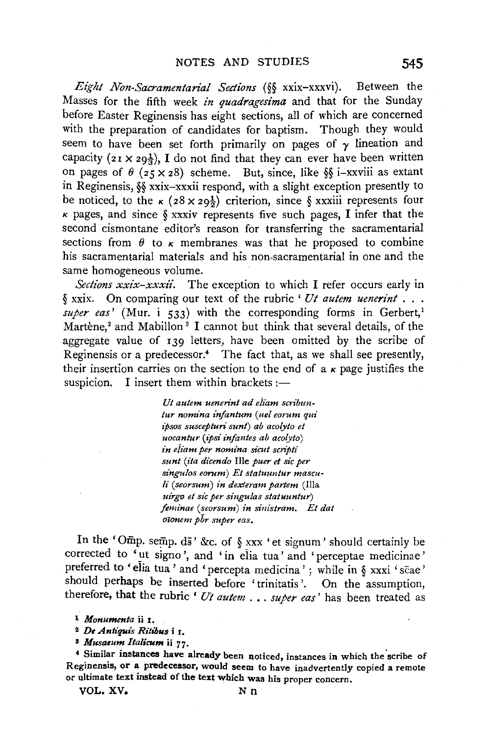*Eight Non-Sacramentarial Sections* (§§ xxix–xxxvi). Between the Masses for the fifth week *in quadragesima* and that for the Sunday before Easter Reginensis has eight sections, all of which are concerned with the preparation of candidates for baptism. Though they would seem to have been set forth primarily on pages of $\gamma$ lineation and capacity ($21 \times 29\frac{1}{3}$), I do not find that they can ever have been written on pages of $\theta$ ($25 \times 28$) scheme. But, since, like §§ i–xxviii as extant in Reginensis, §§ xxix–xxxii respond, with a slight exception presently to be noticed, to the $\kappa$ ($28 \times 29\frac{1}{2}$) criterion, since § xxxiii represents four $\kappa$ pages, and since § xxxiv represents five such pages, I infer that the second cismontane editor's reason for transferring the sacramentarial sections from $\theta$ to $\kappa$ membranes was that he proposed to combine his sacramentarial materials and his non-sacramentarial in one and the same homogeneous volume.

*Sections xxix–xxxii.* The exception to which I refer occurs early in § xxix. On comparing our text of the rubric '*Ut autem uenerint . . . super eas*' (Mur. i 533) with the corresponding forms in Gerbert,[1] Martène,[2] and Mabillon[3] I cannot but think that several details, of the aggregate value of 139 letters, have been omitted by the scribe of Reginensis or a predecessor.[4] The fact that, as we shall see presently, their insertion carries on the section to the end of a $\kappa$ page justifies the suspicion. I insert them within brackets:—

> *Ut autem uenerint ad eliam scribuntur nomina infantum* (*uel eorum qui ipsos suscepturi sunt*) *ab acolyto et uocantur* (*ipsi infantes ab acolyto*) *in eliam per nomina sicut scripti sunt* (*ita dicendo* Ille *puer et sic per singulos eorum*) *Et statuuntur masculi* (*seorsum*) *in dexteram partem* (Illa *uirgo et sic per singulas statuuntur*) *feminae* (*seorsum*) *in sinistram. Et dat oīonem pbr super eas.*

In the 'Om̄p. sem̄p. ds̄' &c. of § xxx 'et signum' should certainly be corrected to 'ut signo', and 'in elia tua' and 'perceptae medicinae' preferred to 'elia tua' and 'percepta medicina'; while in § xxxi 'sc̄ae' should perhaps be inserted before 'trinitatis'. On the assumption, therefore, that the rubric '*Ut autem . . . super eas*' has been treated as

[1] *Monumenta* ii 1.

[2] *De Antiquis Ritibus* i 1.

[3] *Musaeum Italicum* ii 77.

[4] Similar instances have already been noticed, instances in which the scribe of Reginensis, or a predecessor, would seem to have inadvertently copied a remote or ultimate text instead of the text which was his proper concern.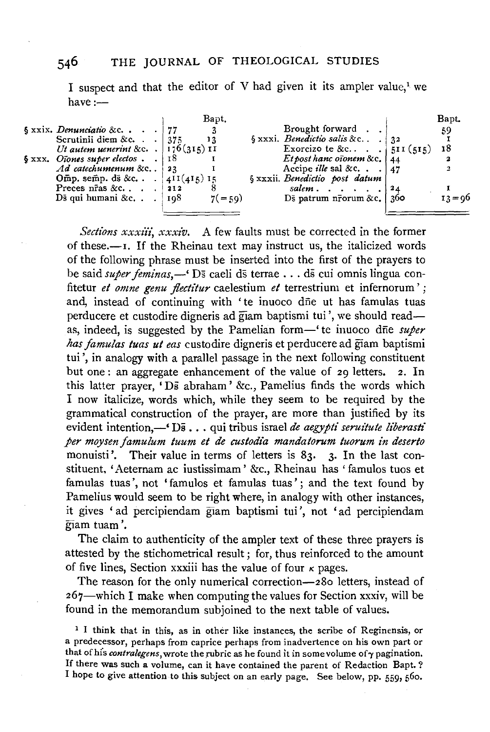I suspect and that the editor of V had given it its ampler value,[1] we have:—

| | | Bapt. | | | Bapt. |
|---|---|---|---|---|---|
| | | | Brought forward | | 59 |
| § xxix. *Denunciatio* &c. | 77 | 3 | § xxxi. *Benedictio salis* &c. | 32 | 1 |
| Scrutinii diem &c. | 375 | 13 | Exorcizo te &c. | 511 (515) | 18 |
| *Ut autem uenerint* &c. | 176 (315) | 11 | *Et post hanc orationem* &c. | 44 | 2 |
| § xxx. *Orationes super electos* | 18 | 1 | Accipe *ille* sal &c. | 47 | 2 |
| *Ad catechumenum* &c. | 23 | 1 | § xxxii. *Benedictio post datum salem* | 24 | 1 |
| Omp. semp. ds &c. | 411 (415) | 15 | Ds patrum nrorum &c. | 360 | 13 = 96 |
| Preces nras &c. | 212 | 8 | | | |
| Ds qui humani &c. | 198 | 7 (= 59) | | | |

*Sections xxxiii, xxxiv.* A few faults must be corrected in the former of these.—1. If the Rheinau text may instruct us, the italicized words of the following phrase must be inserted into the first of the prayers to be said *super feminas*,—'Ds caeli ds terrae . . . ds cui omnis lingua confitetur *et omne genu flectitur* caelestium *et* terrestrium et infernorum'; and, instead of continuing with 'te inuoco dne ut has famulas tuas perducere et custodire digneris ad gtiam baptismi tui', we should read—as, indeed, is suggested by the Pamelian form—'te inuoco dne *super has famulas tuas ut eas* custodire digneris et perducere ad gtiam baptismi tui', in analogy with a parallel passage in the next following constituent but one: an aggregate enhancement of the value of 29 letters. 2. In this latter prayer, 'Ds abraham' &c., Pamelius finds the words which I now italicize, words which, while they seem to be required by the grammatical construction of the prayer, are more than justified by its evident intention,—'Ds . . . qui tribus israel *de aegypti seruitute liberasti per moysen famulum tuum et de custodia mandatorum tuorum in deserto* monuisti'. Their value in terms of letters is 83. 3. In the last constituent, 'Aeternam ac iustissimam' &c., Rheinau has 'famulos tuos et famulas tuas', not 'famulos et famulas tuas'; and the text found by Pamelius would seem to be right where, in analogy with other instances, it gives 'ad percipiendam gtiam baptismi tui', not 'ad percipiendam gtiam tuam'.

The claim to authenticity of the ampler text of these three prayers is attested by the stichometrical result; for, thus reinforced to the amount of five lines, Section xxxiii has the value of four $\kappa$ pages.

The reason for the only numerical correction—280 letters, instead of 267—which I make when computing the values for Section xxxiv, will be found in the memorandum subjoined to the next table of values.

[1] I think that in this, as in other like instances, the scribe of Reginensis, or a predecessor, perhaps from caprice perhaps from inadvertence on his own part or that of his *contralegens*, wrote the rubric as he found it in some volume of $\gamma$ pagination. If there was such a volume, can it have contained the parent of Redaction Bapt.? I hope to give attention to this subject on an early page. See below, pp. 559, 560.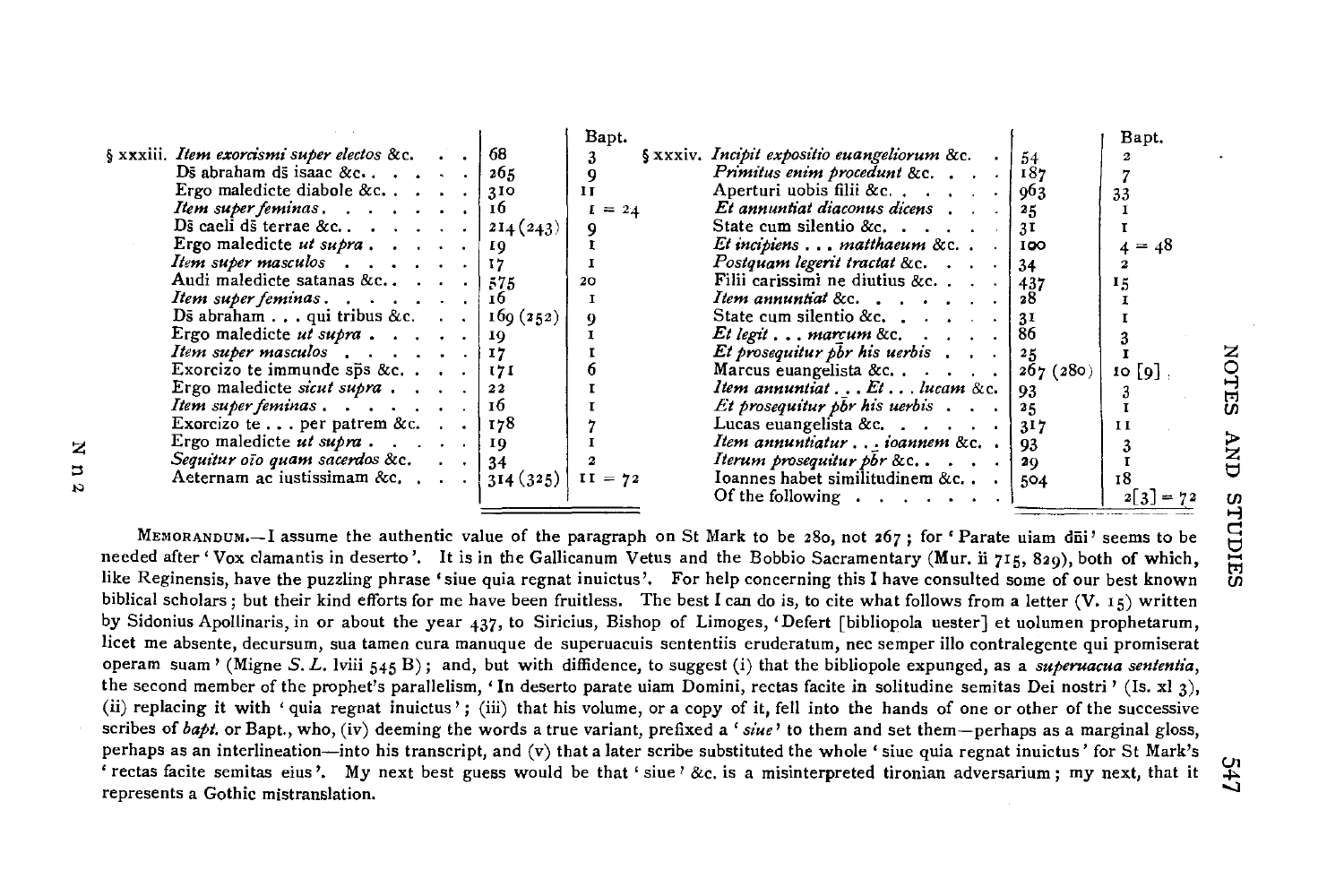| | | Bapt. | | | Bapt. |
|---|---|---|---|---|---|
| § xxxiii. *Item exorcismi super electos* &c. | 68 | 3 | § xxxiv. *Incipit expositio euangeliorum* &c. | 54 | 2 |
| Ds̄ abraham ds̄ isaac &c. | 265 | 9 | *Primitus enim procedunt* &c. | 187 | 7 |
| Ergo maledicte diabole &c. | 310 | 11 | Aperturi uobis filii &c. | 963 | 33 |
| *Item super feminas* | 16 | 1 = 24 | *Et annuntiat diaconus dicens* | 25 | 1 |
| Ds̄ caeli ds̄ terrae &c. | 214 (243) | 9 | State cum silentio &c. | 31 | 1 |
| Ergo maledicte *ut supra* | 19 | 1 | *Et incipiens . . . matthaeum* &c. | 100 | 4 = 48 |
| *Item super masculos* | 17 | 1 | *Postquam legerit tractat* &c. | 34 | 2 |
| Audi maledicte satanas &c. | 575 | 20 | Filii carissimi ne diutius &c. | 437 | 15 |
| *Item super feminas* | 16 | 1 | *Item annuntiat* &c. | 28 | 1 |
| Ds̄ abraham . . . qui tribus &c. | 169 (252) | 9 | State cum silentio &c. | 31 | 1 |
| Ergo maledicte *ut supra* | 19 | 1 | *Et legit . . . marcum* &c. | 86 | 3 |
| *Item super masculos* | 17 | 1 | *Et prosequitur p̄br his uerbis* | 25 | 1 |
| Exorcizo te immunde sp̄s &c. | 171 | 6 | Marcus euangelista &c. | 267 (280) | 10 [9] |
| Ergo maledicte *sicut supra* | 22 | 1 | *Item annuntiat . . . Et . . . lucam* &c. | 93 | 3 |
| *Item super feminas* | 16 | 1 | *Et prosequitur p̄br his uerbis* | 25 | 1 |
| Exorcizo te . . . per patrem &c. | 178 | 7 | Lucas euangelista &c. | 317 | 11 |
| Ergo maledicte *ut supra* | 19 | 1 | *Item annuntiatur . . . ioannem* &c. | 93 | 3 |
| *Sequitur ōro quam sacerdos* &c. | 34 | 2 | *Iterum prosequitur p̄br* &c. | 29 | 1 |
| Aeternam ac iustissimam &c. | 314 (325) | 11 = 72 | Ioannes habet similitudinem &c. | 504 | 18 |
| | | | Of the following | | 2[3] = 72 |

MEMORANDUM.—I assume the authentic value of the paragraph on St Mark to be 280, not 267; for 'Parate uiam dn̄i' seems to be needed after 'Vox clamantis in deserto'. It is in the Gallicanum Vetus and the Bobbio Sacramentary (Mur. ii 715, 829), both of which, like Reginensis, have the puzzling phrase 'siue quia regnat inuictus'. For help concerning this I have consulted some of our best known biblical scholars; but their kind efforts for me have been fruitless. The best I can do is, to cite what follows from a letter (V. 15) written by Sidonius Apollinaris, in or about the year 437, to Siricius, Bishop of Limoges, 'Defert [bibliopola uester] et uolumen prophetarum, licet me absente, decursum, sua tamen cura manuque de superuacuis sententiis eruderatum, nec semper illo contralegente qui promiserat operam suam' (Migne *S. L.* lviii 545 B); and, but with diffidence, to suggest (i) that the bibliopole expunged, as a *superuacua sententia*, the second member of the prophet's parallelism, 'In deserto parate uiam Domini, rectas facite in solitudine semitas Dei nostri' (Is. xl 3), (ii) replacing it with 'quia regnat inuictus'; (iii) that his volume, or a copy of it, fell into the hands of one or other of the successive scribes of *bapt.* or Bapt., who, (iv) deeming the words a true variant, prefixed a '*siue*' to them and set them—perhaps as a marginal gloss, perhaps as an interlineation—into his transcript, and (v) that a later scribe substituted the whole 'siue quia regnat inuictus' for St Mark's 'rectas facite semitas eius'. My next best guess would be that 'siue' &c. is a misinterpreted tironian adversarium; my next, that it represents a Gothic mistranslation.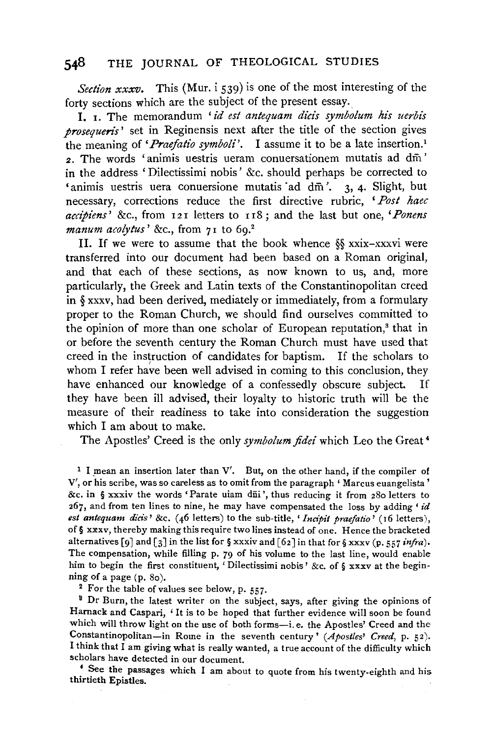*Section xxxv.* This (Mur. i 539) is one of the most interesting of the forty sections which are the subject of the present essay.

I. 1. The memorandum '*id est antequam dicis symbolum his uerbis prosequeris*' set in Reginensis next after the title of the section gives the meaning of '*Praefatio symboli*'. I assume it to be a late insertion.[1] 2. The words 'animis uestris ueram conuersationem mutatis ad dm̄' in the address 'Dilectissimi nobis' &c. should perhaps be corrected to 'animis uestris uera conuersione mutatis ad dm̄'. 3, 4. Slight, but necessary, corrections reduce the first directive rubric, '*Post haec accipiens*' &c., from 121 letters to 118; and the last but one, '*Ponens manum acolytus*' &c., from 71 to 69.[2]

II. If we were to assume that the book whence §§ xxix–xxxvi were transferred into our document had been based on a Roman original, and that each of these sections, as now known to us, and, more particularly, the Greek and Latin texts of the Constantinopolitan creed in § xxxv, had been derived, mediately or immediately, from a formulary proper to the Roman Church, we should find ourselves committed to the opinion of more than one scholar of European reputation,[3] that in or before the seventh century the Roman Church must have used that creed in the instruction of candidates for baptism. If the scholars to whom I refer have been well advised in coming to this conclusion, they have enhanced our knowledge of a confessedly obscure subject. If they have been ill advised, their loyalty to historic truth will be the measure of their readiness to take into consideration the suggestion which I am about to make.

The Apostles' Creed is the only *symbolum fidei* which Leo the Great[4]

---

[1] I mean an insertion later than V′. But, on the other hand, if the compiler of V′, or his scribe, was so careless as to omit from the paragraph 'Marcus euangelista' &c. in § xxxiv the words 'Parate uiam dn̄i', thus reducing it from 280 letters to 267, and from ten lines to nine, he may have compensated the loss by adding '*id est antequam dicis*' &c. (46 letters) to the sub-title, '*Incipit praefatio*' (16 letters), of § xxxv, thereby making this require two lines instead of one. Hence the bracketed alternatives [9] and [3] in the list for § xxxiv and [62] in that for § xxxv (p. 557 *infra*). The compensation, while filling p. 79 of his volume to the last line, would enable him to begin the first constituent, 'Dilectissimi nobis' &c. of § xxxv at the beginning of a page (p. 80).

[2] For the table of values see below, p. 557.

[3] Dr Burn, the latest writer on the subject, says, after giving the opinions of Harnack and Caspari, 'It is to be hoped that further evidence will soon be found which will throw light on the use of both forms—i. e. the Apostles' Creed and the Constantinopolitan—in Rome in the seventh century' (*Apostles' Creed*, p. 52). I think that I am giving what is really wanted, a true account of the difficulty which scholars have detected in our document.

[4] See the passages which I am about to quote from his twenty-eighth and his thirtieth Epistles.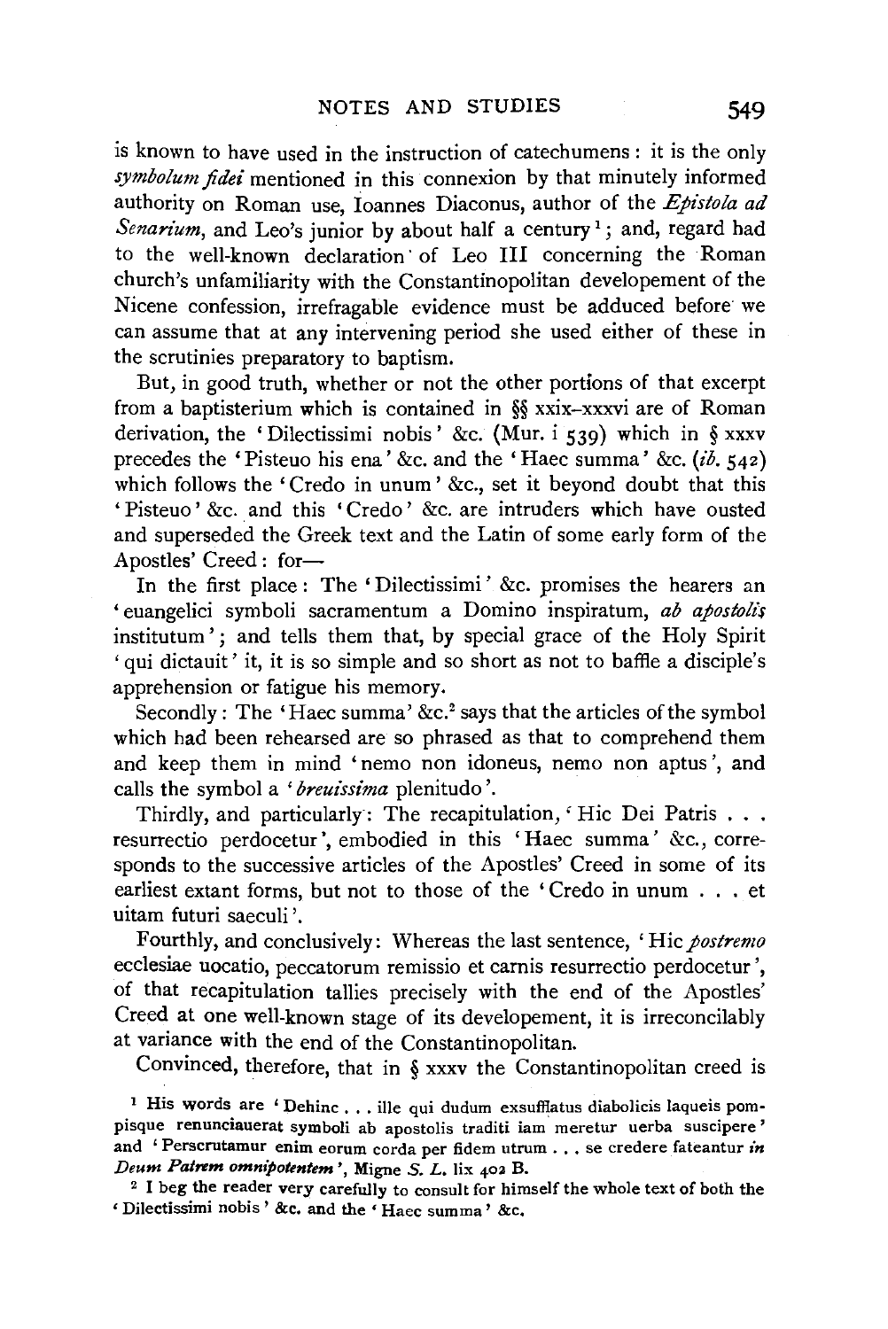is known to have used in the instruction of catechumens: it is the only *symbolum fidei* mentioned in this connexion by that minutely informed authority on Roman use, Ioannes Diaconus, author of the *Epistola ad Senarium*, and Leo's junior by about half a century[1]; and, regard had to the well-known declaration of Leo III concerning the Roman church's unfamiliarity with the Constantinopolitan developement of the Nicene confession, irrefragable evidence must be adduced before we can assume that at any intervening period she used either of these in the scrutinies preparatory to baptism.

But, in good truth, whether or not the other portions of that excerpt from a baptisterium which is contained in §§ xxix–xxxvi are of Roman derivation, the 'Dilectissimi nobis' &c. (Mur. i 539) which in § xxxv precedes the 'Pisteuo his ena' &c. and the 'Haec summa' &c. (*ib.* 542) which follows the 'Credo in unum' &c., set it beyond doubt that this 'Pisteuo' &c. and this 'Credo' &c. are intruders which have ousted and superseded the Greek text and the Latin of some early form of the Apostles' Creed: for—

In the first place: The 'Dilectissimi' &c. promises the hearers an 'euangelici symboli sacramentum a Domino inspiratum, *ab apostolis* institutum'; and tells them that, by special grace of the Holy Spirit 'qui dictauit' it, it is so simple and so short as not to baffle a disciple's apprehension or fatigue his memory.

Secondly: The 'Haec summa' &c.[2] says that the articles of the symbol which had been rehearsed are so phrased as that to comprehend them and keep them in mind 'nemo non idoneus, nemo non aptus', and calls the symbol a '*breuissima* plenitudo'.

Thirdly, and particularly: The recapitulation, 'Hic Dei Patris . . . resurrectio perdocetur', embodied in this 'Haec summa' &c., corresponds to the successive articles of the Apostles' Creed in some of its earliest extant forms, but not to those of the 'Credo in unum . . . et uitam futuri saeculi'.

Fourthly, and conclusively: Whereas the last sentence, 'Hic *postremo* ecclesiae uocatio, peccatorum remissio et carnis resurrectio perdocetur', of that recapitulation tallies precisely with the end of the Apostles' Creed at one well-known stage of its developement, it is irreconcilably at variance with the end of the Constantinopolitan.

Convinced, therefore, that in § xxxv the Constantinopolitan creed is

[1] His words are 'Dehinc . . . ille qui dudum exsufflatus diabolicis laqueis pompisque renunciauerat symboli ab apostolis traditi iam meretur uerba suscipere' and 'Perscrutamur enim eorum corda per fidem utrum . . . se credere fateantur *in Deum Patrem omnipotentem*', Migne *S. L.* lix 402 B.

[2] I beg the reader very carefully to consult for himself the whole text of both the 'Dilectissimi nobis' &c. and the 'Haec summa' &c.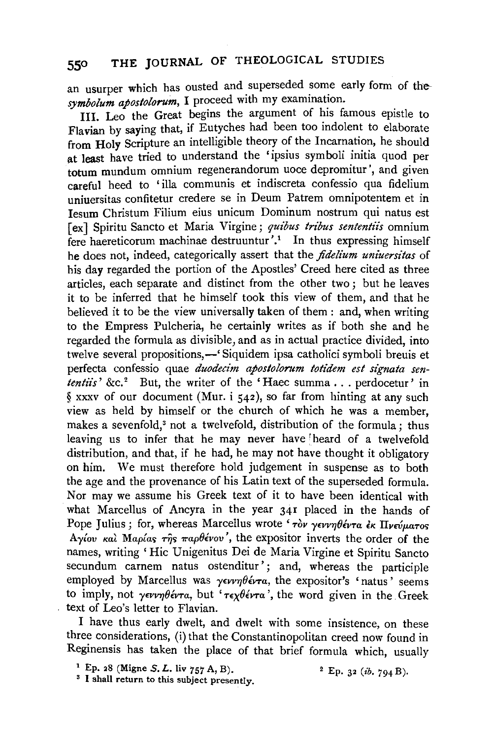an usurper which has ousted and superseded some early form of the *symbolum apostolorum*, I proceed with my examination.

III. Leo the Great begins the argument of his famous epistle to Flavian by saying that, if Eutyches had been too indolent to elaborate from Holy Scripture an intelligible theory of the Incarnation, he should at least have tried to understand the 'ipsius symboli initia quod per totum mundum omnium regenerandorum uoce depromitur', and given careful heed to 'illa communis et indiscreta confessio qua fidelium uniuersitas confitetur credere se in Deum Patrem omnipotentem et in Iesum Christum Filium eius unicum Dominum nostrum qui natus est [ex] Spiritu Sancto et Maria Virgine; *quibus tribus sententiis* omnium fere haereticorum machinae destruuntur'.[1] In thus expressing himself he does not, indeed, categorically assert that the *fidelium uniuersitas* of his day regarded the portion of the Apostles' Creed here cited as three articles, each separate and distinct from the other two; but he leaves it to be inferred that he himself took this view of them, and that he believed it to be the view universally taken of them: and, when writing to the Empress Pulcheria, he certainly writes as if both she and he regarded the formula as divisible, and as in actual practice divided, into twelve several propositions,—'Siquidem ipsa catholici symboli breuis et perfecta confessio quae *duodecim apostolorum totidem est signata sententiis*' &c.[2] But, the writer of the 'Haec summa . . . perdocetur' in § xxxv of our document (Mur. i 542), so far from hinting at any such view as held by himself or the church of which he was a member, makes a sevenfold,[3] not a twelvefold, distribution of the formula; thus leaving us to infer that he may never have heard of a twelvefold distribution, and that, if he had, he may not have thought it obligatory on him. We must therefore hold judgement in suspense as to both the age and the provenance of his Latin text of the superseded formula. Nor may we assume his Greek text of it to have been identical with what Marcellus of Ancyra in the year 341 placed in the hands of Pope Julius; for, whereas Marcellus wrote 'τὸν γεννηθέντα ἐκ Πνεύματος Ἁγίου καὶ Μαρίας τῆς παρθένου', the expositor inverts the order of the names, writing 'Hic Unigenitus Dei de Maria Virgine et Spiritu Sancto secundum carnem natus ostenditur'; and, whereas the participle employed by Marcellus was γεννηθέντα, the expositor's 'natus' seems to imply, not γεννηθέντα, but 'τεχθέντα', the word given in the Greek text of Leo's letter to Flavian.

I have thus early dwelt, and dwelt with some insistence, on these three considerations, (i) that the Constantinopolitan creed now found in Reginensis has taken the place of that brief formula which, usually

[1] Ep. 28 (Migne *S. L.* liv 757 A, B).

[2] Ep. 32 (*ib.* 794 B).

[3] I shall return to this subject presently.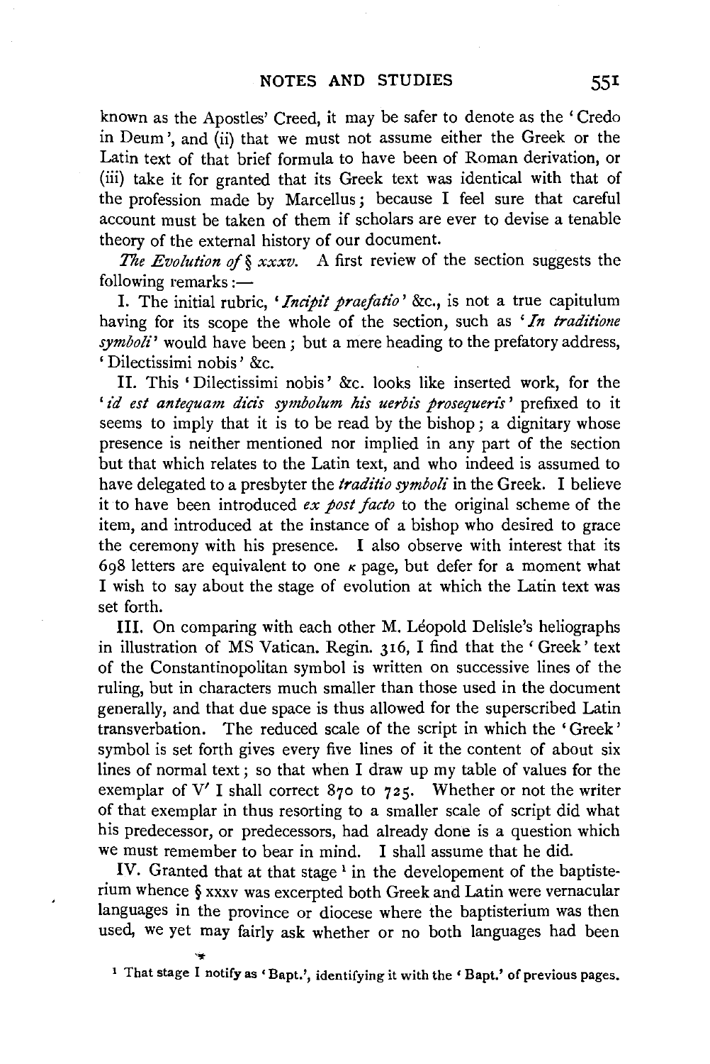known as the Apostles' Creed, it may be safer to denote as the 'Credo in Deum', and (ii) that we must not assume either the Greek or the Latin text of that brief formula to have been of Roman derivation, or (iii) take it for granted that its Greek text was identical with that of the profession made by Marcellus; because I feel sure that careful account must be taken of them if scholars are ever to devise a tenable theory of the external history of our document.

*The Evolution of § xxxv.* A first review of the section suggests the following remarks:—

I. The initial rubric, '*Incipit praefatio*' &c., is not a true capitulum having for its scope the whole of the section, such as '*In traditione symboli*' would have been; but a mere heading to the prefatory address, 'Dilectissimi nobis' &c.

II. This 'Dilectissimi nobis' &c. looks like inserted work, for the '*id est antequam dicis symbolum his uerbis prosequeris*' prefixed to it seems to imply that it is to be read by the bishop; a dignitary whose presence is neither mentioned nor implied in any part of the section but that which relates to the Latin text, and who indeed is assumed to have delegated to a presbyter the *traditio symboli* in the Greek. I believe it to have been introduced *ex post facto* to the original scheme of the item, and introduced at the instance of a bishop who desired to grace the ceremony with his presence. I also observe with interest that its 698 letters are equivalent to one $\kappa$ page, but defer for a moment what I wish to say about the stage of evolution at which the Latin text was set forth.

III. On comparing with each other M. Léopold Delisle's heliographs in illustration of MS Vatican. Regin. 316, I find that the 'Greek' text of the Constantinopolitan symbol is written on successive lines of the ruling, but in characters much smaller than those used in the document generally, and that due space is thus allowed for the superscribed Latin transverbation. The reduced scale of the script in which the 'Greek' symbol is set forth gives every five lines of it the content of about six lines of normal text; so that when I draw up my table of values for the exemplar of V′ I shall correct 870 to 725. Whether or not the writer of that exemplar in thus resorting to a smaller scale of script did what his predecessor, or predecessors, had already done is a question which we must remember to bear in mind. I shall assume that he did.

IV. Granted that at that stage[1] in the developement of the baptisterium whence § xxxv was excerpted both Greek and Latin were vernacular languages in the province or diocese where the baptisterium was then used, we yet may fairly ask whether or no both languages had been

[1] That stage I notify as 'Bapt.', identifying it with the 'Bapt.' of previous pages.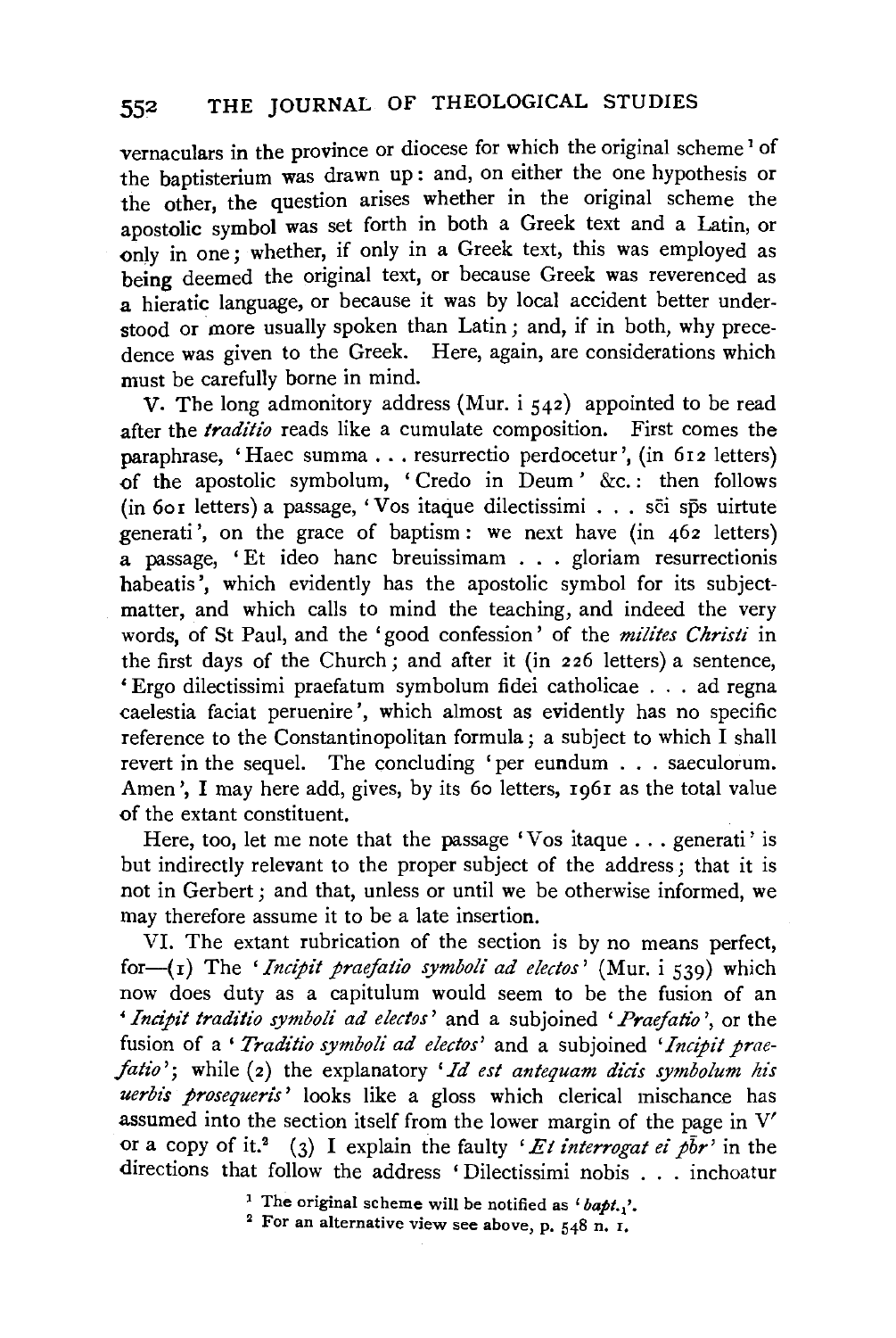vernaculars in the province or diocese for which the original scheme[1] of the baptisterium was drawn up: and, on either the one hypothesis or the other, the question arises whether in the original scheme the apostolic symbol was set forth in both a Greek text and a Latin, or only in one; whether, if only in a Greek text, this was employed as being deemed the original text, or because Greek was reverenced as a hieratic language, or because it was by local accident better understood or more usually spoken than Latin; and, if in both, why precedence was given to the Greek. Here, again, are considerations which must be carefully borne in mind.

V. The long admonitory address (Mur. i 542) appointed to be read after the *traditio* reads like a cumulate composition. First comes the paraphrase, 'Haec summa . . . resurrectio perdocetur', (in 612 letters) of the apostolic symbolum, 'Credo in Deum' &c.: then follows (in 601 letters) a passage, 'Vos itaque dilectissimi . . . scī sp̄s uirtute generati', on the grace of baptism: we next have (in 462 letters) a passage, 'Et ideo hanc breuissimam . . . gloriam resurrectionis habeatis', which evidently has the apostolic symbol for its subject-matter, and which calls to mind the teaching, and indeed the very words, of St Paul, and the 'good confession' of the *milites Christi* in the first days of the Church; and after it (in 226 letters) a sentence, 'Ergo dilectissimi praefatum symbolum fidei catholicae . . . ad regna caelestia faciat peruenire', which almost as evidently has no specific reference to the Constantinopolitan formula; a subject to which I shall revert in the sequel. The concluding 'per eundum . . . saeculorum. Amen', I may here add, gives, by its 60 letters, 1961 as the total value of the extant constituent.

Here, too, let me note that the passage 'Vos itaque . . . generati' is but indirectly relevant to the proper subject of the address; that it is not in Gerbert; and that, unless or until we be otherwise informed, we may therefore assume it to be a late insertion.

VI. The extant rubrication of the section is by no means perfect, for—(1) The '*Incipit praefatio symboli ad electos*' (Mur. i 539) which now does duty as a capitulum would seem to be the fusion of an '*Incipit traditio symboli ad electos*' and a subjoined '*Praefatio*', or the fusion of a '*Traditio symboli ad electos*' and a subjoined '*Incipit praefatio*'; while (2) the explanatory '*Id est antequam dicis symbolum his uerbis prosequeris*' looks like a gloss which clerical mischance has assumed into the section itself from the lower margin of the page in V′ or a copy of it.[2] (3) I explain the faulty '*Et interrogat ei p̄br*' in the directions that follow the address 'Dilectissimi nobis . . . inchoatur

[1] The original scheme will be notified as '*bapt.*$_1$'.

[2] For an alternative view see above, p. 548 n. 1.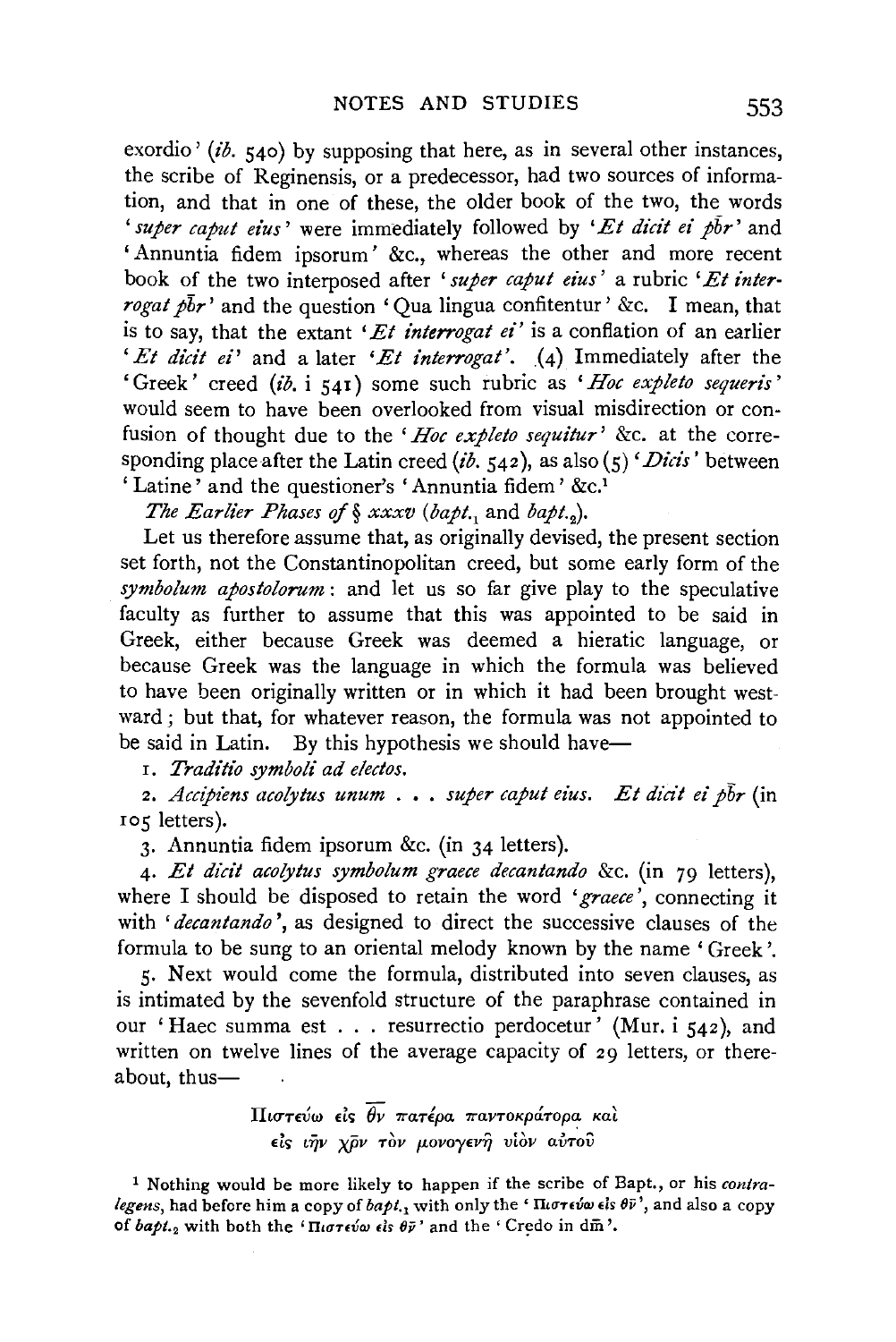exordio' (*ib.* 540) by supposing that here, as in several other instances, the scribe of Reginensis, or a predecessor, had two sources of information, and that in one of these, the older book of the two, the words '*super caput eius*' were immediately followed by '*Et dicit ei pb̄r*' and 'Annuntia fidem ipsorum' &c., whereas the other and more recent book of the two interposed after '*super caput eius*' a rubric '*Et interrogat pb̄r*' and the question 'Qua lingua confitentur' &c. I mean, that is to say, that the extant '*Et interrogat ei*' is a conflation of an earlier '*Et dicit ei*' and a later '*Et interrogat*'. (4) Immediately after the 'Greek' creed (*ib.* i 541) some such rubric as '*Hoc expleto sequeris*' would seem to have been overlooked from visual misdirection or confusion of thought due to the '*Hoc expleto sequitur*' &c. at the corresponding place after the Latin creed (*ib.* 542), as also (5) '*Dicis*' between 'Latine' and the questioner's 'Annuntia fidem' &c.[1]

*The Earlier Phases of § xxxv* (*bapt.*$_1$ and *bapt.*$_2$).

Let us therefore assume that, as originally devised, the present section set forth, not the Constantinopolitan creed, but some early form of the *symbolum apostolorum*: and let us so far give play to the speculative faculty as further to assume that this was appointed to be said in Greek, either because Greek was deemed a hieratic language, or because Greek was the language in which the formula was believed to have been originally written or in which it had been brought westward; but that, for whatever reason, the formula was not appointed to be said in Latin. By this hypothesis we should have—

1. *Traditio symboli ad electos.*
2. *Accipiens acolytus unum . . . super caput eius. Et dicit ei pb̄r* (in 105 letters).
3. Annuntia fidem ipsorum &c. (in 34 letters).
4. *Et dicit acolytus symbolum graece decantando* &c. (in 79 letters), where I should be disposed to retain the word '*graece*', connecting it with '*decantando*', as designed to direct the successive clauses of the formula to be sung to an oriental melody known by the name 'Greek'.
5. Next would come the formula, distributed into seven clauses, as is intimated by the sevenfold structure of the paraphrase contained in our 'Haec summa est . . . resurrectio perdocetur' (Mur. i 542), and written on twelve lines of the average capacity of 29 letters, or thereabout, thus—

Πιστεύω εἰς θ̄ν πατέρα παντοκράτορα καὶ
εἰς ιη̄ν χ̄ρν τὸν μονογενῆ υἱὸν αὐτοῦ

[1] Nothing would be more likely to happen if the scribe of Bapt., or his *contralegens*, had before him a copy of *bapt.*$_1$ with only the 'Πιστεύω εἰς θ̄ν', and also a copy of *bapt.*$_2$ with both the 'Πιστεύω εἰς θ̄ν' and the 'Credo in dm̄'.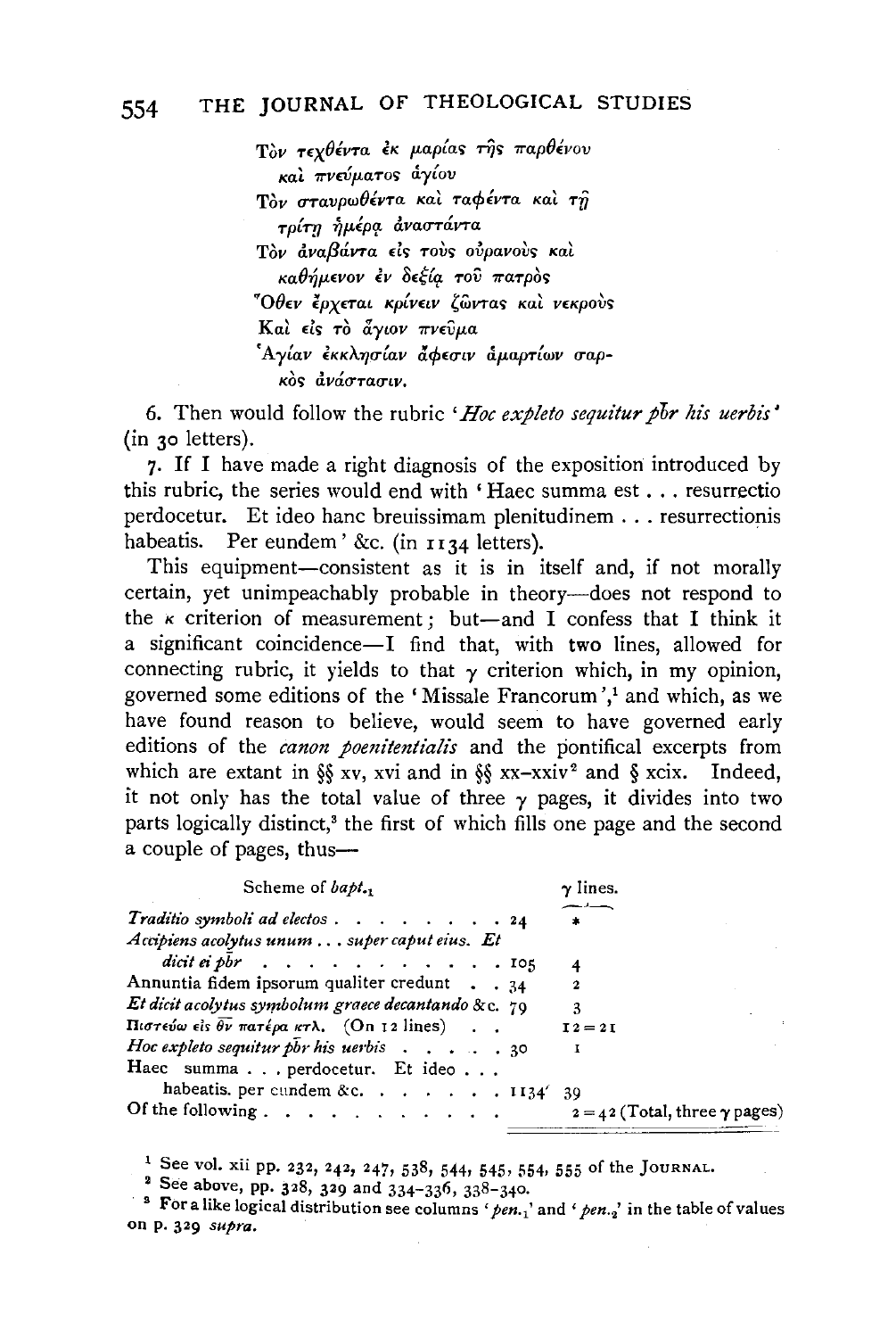Τὸν τεχθέντα ἐκ μαρίας τῆς παρθένου
  καὶ πνεύματος ἁγίου
Τὸν σταυρωθέντα καὶ ταφέντα καὶ τῇ
  τρίτῃ ἡμέρᾳ ἀναστάντα
Τὸν ἀναβάντα εἰς τοὺς οὐρανοὺς καὶ
  καθήμενον ἐν δεξίᾳ τοῦ πατρὸς
Ὅθεν ἔρχεται κρίνειν ζῶντας καὶ νεκροὺς
Καὶ εἰς τὸ ἅγιον πνεῦμα
Ἁγίαν ἐκκλησίαν ἄφεσιν ἁμαρτίων σαρ-
  κὸς ἀνάστασιν.

6. Then would follow the rubric '*Hoc expleto sequitur p̄b̄r his uerbis*' (in 30 letters).

7. If I have made a right diagnosis of the exposition introduced by this rubric, the series would end with 'Haec summa est . . . resurrectio perdocetur. Et ideo hanc breuissimam plenitudinem . . . resurrectionis habeatis. Per eundem' &c. (in 1134 letters).

This equipment—consistent as it is in itself and, if not morally certain, yet unimpeachably probable in theory—does not respond to the κ criterion of measurement; but—and I confess that I think it a significant coincidence—I find that, with two lines, allowed for connecting rubric, it yields to that γ criterion which, in my opinion, governed some editions of the 'Missale Francorum',[1] and which, as we have found reason to believe, would seem to have governed early editions of the *canon poenitentialis* and the pontifical excerpts from which are extant in §§ xv, xvi and in §§ xx–xxiv[2] and § xcix. Indeed, it not only has the total value of three γ pages, it divides into two parts logically distinct,[3] the first of which fills one page and the second a couple of pages, thus—

| Scheme of *bapt.*$_1$ | | γ lines. |
|---|---|---|
| *Traditio symboli ad electos* . . . . . . . . . | 24 | * |
| *Accipiens acolytus unum . . . super caput eius. Et dicit ei p̄b̄r* . . . . . . . . . . . . | 105 | 4 |
| Annuntia fidem ipsorum qualiter credunt . . | 34 | 2 |
| *Et dicit acolytus symbolum graece decantando* &c. | 79 | 3 |
| Πιστεύω εἰς θ̄ν̄ πατέρα κτλ. (On 12 lines) . . | | 12 = 21 |
| *Hoc expleto sequitur p̄b̄r his uerbis* . . . . . | 30 | 1 |
| Haec summa . . . perdocetur. Et ideo . . . habeatis. per eundem &c. . . . . . . . | 1134 | 39 |
| Of the following . . . . . . . . . . . . | | 2 = 42 (Total, three γ pages) |

[1] See vol. xii pp. 232, 242, 247, 538, 544, 545, 554, 555 of the JOURNAL.

[2] See above, pp. 328, 329 and 334–336, 338–340.

[3] For a like logical distribution see columns '*pen.*$_1$' and '*pen.*$_2$' in the table of values on p. 329 *supra*.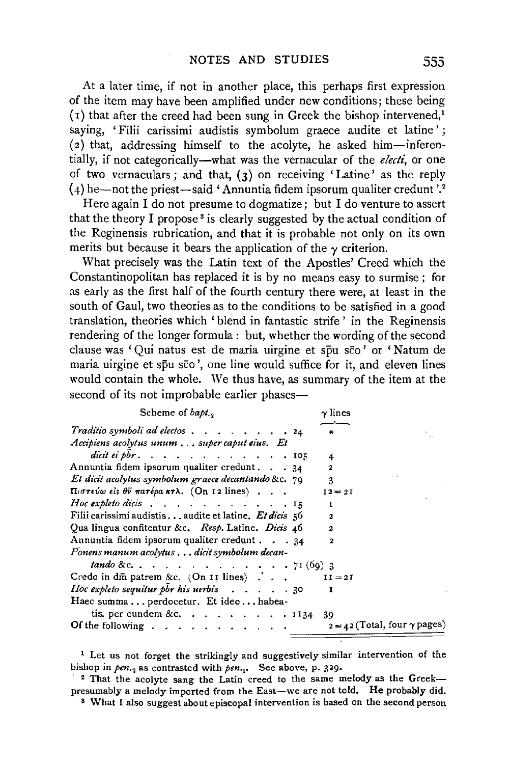At a later time, if not in another place, this perhaps first expression of the item may have been amplified under new conditions; these being (1) that after the creed had been sung in Greek the bishop intervened,[1] saying, 'Filii carissimi audistis symbolum graece audite et latine'; (2) that, addressing himself to the acolyte, he asked him—inferentially, if not categorically—what was the vernacular of the *electi*, or one of two vernaculars; and that, (3) on receiving 'Latine' as the reply (4) he—not the priest—said 'Annuntia fidem ipsorum qualiter credunt'.[2]

Here again I do not presume to dogmatize; but I do venture to assert that the theory I propose[3] is clearly suggested by the actual condition of the Reginensis rubrication, and that it is probable not only on its own merits but because it bears the application of the $\gamma$ criterion.

What precisely was the Latin text of the Apostles' Creed which the Constantinopolitan has replaced it is by no means easy to surmise; for as early as the first half of the fourth century there were, at least in the south of Gaul, two theories as to the conditions to be satisfied in a good translation, theories which 'blend in fantastic strife' in the Reginensis rendering of the longer formula: but, whether the wording of the second clause was 'Qui natus est de maria uirgine et sp̄u sc̄o' or 'Natum de maria uirgine et sp̄u sc̄o', one line would suffice for it, and eleven lines would contain the whole. We thus have, as summary of the item at the second of its not improbable earlier phases—

| Scheme of *bapt.*$_2$ | | $\gamma$ lines |
|---|---|---|
| *Traditio symboli ad electos* | 24 | * |
| *Accipiens acolytus unum . . . super caput eius. Et dicit ei p̄b̄r* | 105 | 4 |
| Annuntia fidem ipsorum qualiter credunt | 34 | 2 |
| *Et dicit acolytus symbolum graece decantando* &c. | 79 | 3 |
| Πιστεύω εἰς θ̄ν̄ πατέρα κτλ. (On 12 lines) | | 12 = 21 |
| *Hoc expleto dicis* | 15 | 1 |
| Filii carissimi audistis . . . audite et latine. *Et dicis* | 56 | 2 |
| Qua lingua confitentur &c. *Resp.* Latine. *Dicis* | 46 | 2 |
| Annuntia fidem ipsorum qualiter credunt | 34 | 2 |
| *Ponens manum acolytus . . . dicit symbolum decantando* &c. | 71 (69) | 3 |
| Credo in dm̄ patrem &c. (On 11 lines) | | 11 = 21 |
| *Hoc expleto sequitur p̄b̄r his uerbis* | 30 | 1 |
| Haec summa . . . perdocetur. Et ideo . . . habeatis. per eundem &c. | 1134 | 39 |
| Of the following | | 2 = 42 (Total, four $\gamma$ pages) |

[1] Let us not forget the strikingly and suggestively similar intervention of the bishop in *pen.*$_2$ as contrasted with *pen.*$_1$. See above, p. 329.

[2] That the acolyte sang the Latin creed to the same melody as the Greek—presumably a melody imported from the East—we are not told. He probably did.

[3] What I also suggest about episcopal intervention is based on the second person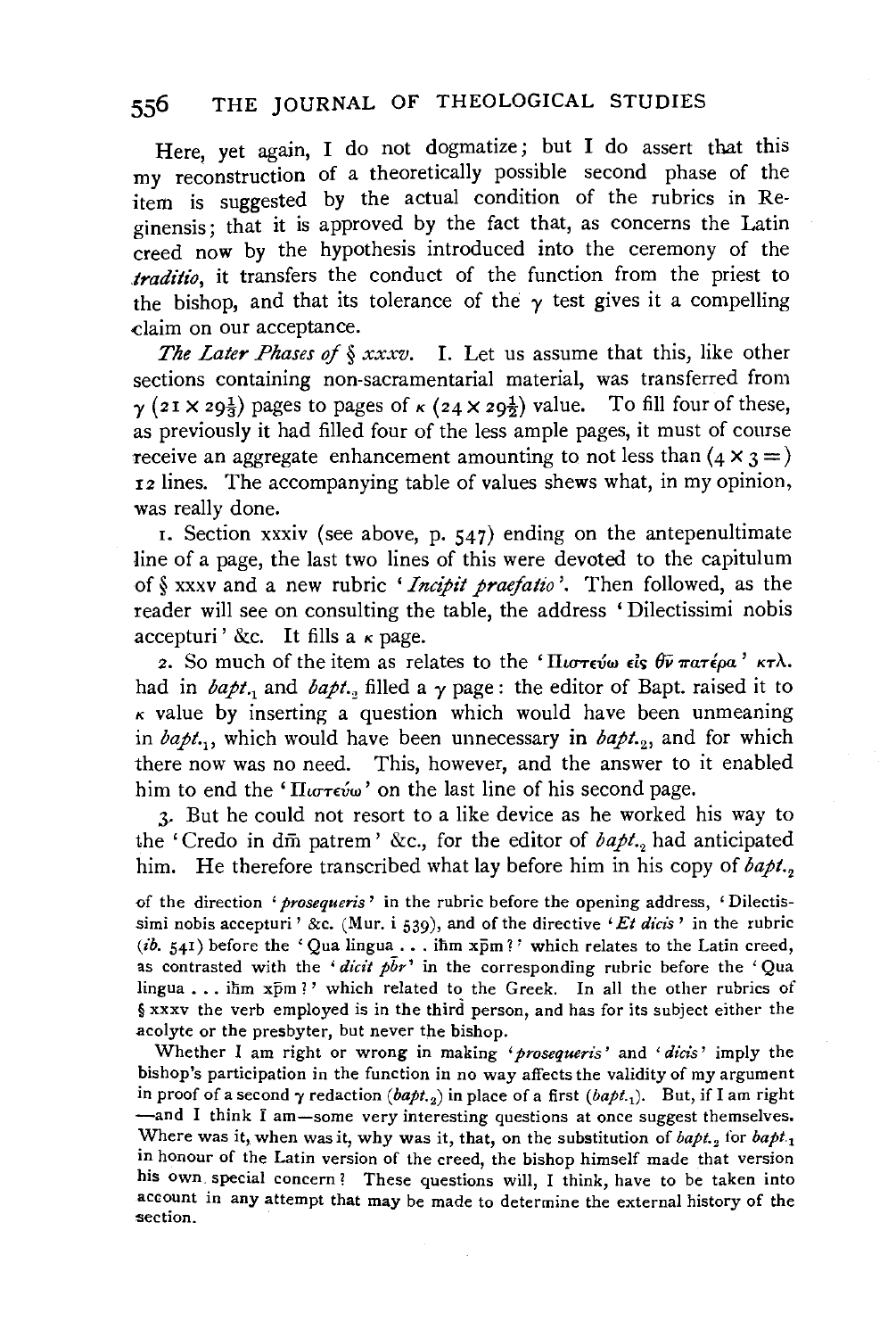Here, yet again, I do not dogmatize; but I do assert that this my reconstruction of a theoretically possible second phase of the item is suggested by the actual condition of the rubrics in Reginensis; that it is approved by the fact that, as concerns the Latin creed now by the hypothesis introduced into the ceremony of the *traditio*, it transfers the conduct of the function from the priest to the bishop, and that its tolerance of the $\gamma$ test gives it a compelling claim on our acceptance.

*The Later Phases of § xxxv.* I. Let us assume that this, like other sections containing non-sacramentarial material, was transferred from $\gamma$ ($21 \times 29\frac{1}{3}$) pages to pages of $\kappa$ ($24 \times 29\frac{1}{2}$) value. To fill four of these, as previously it had filled four of the less ample pages, it must of course receive an aggregate enhancement amounting to not less than ($4 \times 3 =$) 12 lines. The accompanying table of values shews what, in my opinion, was really done.

1. Section xxxiv (see above, p. 547) ending on the antepenultimate line of a page, the last two lines of this were devoted to the capitulum of § xxxv and a new rubric '*Incipit praefatio*'. Then followed, as the reader will see on consulting the table, the address 'Dilectissimi nobis accepturi' &c. It fills a $\kappa$ page.

2. So much of the item as relates to the 'Πιστεύω εἰς θν̄ πατέρα' κτλ. had in *bapt.*$_1$ and *bapt.*$_2$ filled a $\gamma$ page: the editor of Bapt. raised it to $\kappa$ value by inserting a question which would have been unmeaning in *bapt.*$_1$, which would have been unnecessary in *bapt.*$_2$, and for which there now was no need. This, however, and the answer to it enabled him to end the 'Πιστεύω' on the last line of his second page.

3. But he could not resort to a like device as he worked his way to the 'Credo in dm̄ patrem' &c., for the editor of *bapt.*$_2$ had anticipated him. He therefore transcribed what lay before him in his copy of *bapt.*$_2$

of the direction '*prosequeris*' in the rubric before the opening address, 'Dilectissimi nobis accepturi' &c. (Mur. i 539), and of the directive '*Et dicis*' in the rubric (*ib.* 541) before the 'Qua lingua . . . ihm xpm?' which relates to the Latin creed, as contrasted with the '*dicit pbr*' in the corresponding rubric before the 'Qua lingua . . . ihm xpm?' which related to the Greek. In all the other rubrics of § xxxv the verb employed is in the third person, and has for its subject either the acolyte or the presbyter, but never the bishop.

Whether I am right or wrong in making '*prosequeris*' and '*dicis*' imply the bishop's participation in the function in no way affects the validity of my argument in proof of a second $\gamma$ redaction (*bapt.*$_2$) in place of a first (*bapt.*$_1$). But, if I am right —and I think I am—some very interesting questions at once suggest themselves. Where was it, when was it, why was it, that, on the substitution of *bapt.*$_2$ for *bapt.*$_1$ in honour of the Latin version of the creed, the bishop himself made that version his own special concern? These questions will, I think, have to be taken into account in any attempt that may be made to determine the external history of the section.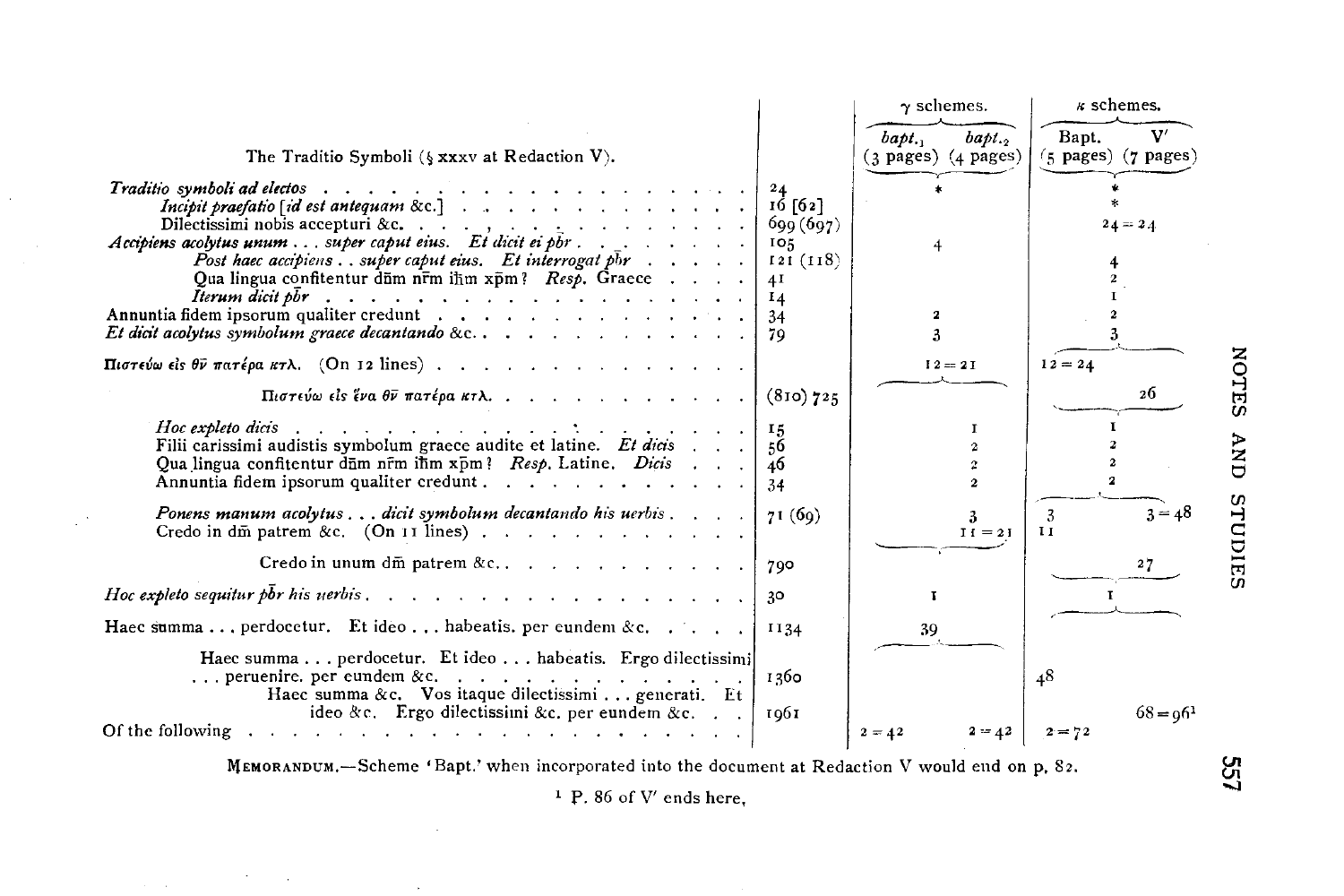| The Traditio Symboli (§ xxxv at Redaction V). | | γ schemes. | | κ schemes. | |
|---|---|---|---|---|---|
| | | *bapt.*₁ (3 pages) | *bapt.*₂ (4 pages) | Bapt. (5 pages) | V′ (7 pages) |
| *Traditio symboli ad electos* | 24 | * | | * | |
| *Incipit praefatio* [*id est antequam* &c.] | 16 [62] | | | * | |
| Dilectissimi nobis accepturi &c. | 699 (697) | | | 24 = 24 | |
| *Accipiens acolytus unum . . . super caput eius. Et dicit ei pbr* | 105 | 4 | | | |
| *Post haec accipiens . . super caput eius. Et interrogat pbr* | 121 (118) | | | 4 | |
| Qua lingua confitentur dñm nrm ihm xpm? *Resp.* Graece | 41 | | | 2 | |
| *Iterum dicit pbr* | 14 | | | 1 | |
| Annuntia fidem ipsorum qualiter credunt | 34 | 2 | | 2 | |
| *Et dicit acolytus symbolum graece decantando* &c. | 79 | 3 | | 3 | |
| Πιστεύω εἰς θν̄ πατέρα κτλ. (On 12 lines) | | 12 = 21 | | 12 = 24 | |
| Πιστεύω εἰς ἕνα θν̄ πατέρα κτλ. | (810) 725 | | | | 26 |
| *Hoc expleto dicis* | 15 | | 1 | | 1 |
| Filii carissimi audistis symbolum graece audite et latine. *Et dicis* | 56 | | 2 | | 2 |
| Qua lingua confitentur dñm nrm ihm xpm? *Resp.* Latine. *Dicis* | 46 | | 2 | | 2 |
| Annuntia fidem ipsorum qualiter credunt | 34 | | 2 | | 2 |
| *Ponens manum acolytus . . . dicit symbolum decantando his uerbis* | 71 (69) | | 3 | 3 | 3 = 48 |
| Credo in dm̄ patrem &c. (On 11 lines) | | | 11 = 21 | 11 | |
| Credo in unum dm̄ patrem &c. | 790 | | | | 27 |
| *Hoc expleto sequitur pbr his uerbis* | 30 | 1 | | | 1 |
| Haec summa . . . perdocetur. Et ideo . . . habeatis. per eundem &c. | 1134 | 39 | | | |
| Haec summa . . . perdocetur. Et ideo . . . habeatis. Ergo dilectissimi . . . peruenire. per eundem &c. | 1360 | | | 48 | |
| Haec summa &c. Vos itaque dilectissimi . . . generati. Et ideo &c. Ergo dilectissimi &c. per eundem &c. | 1961 | | | | 68 = 96[1] |
| Of the following | | 2 = 42 | 2 = 42 | 2 = 72 | |

MEMORANDUM.—Scheme 'Bapt.' when incorporated into the document at Redaction V would end on p. 82.

[1] P. 86 of V′ ends here.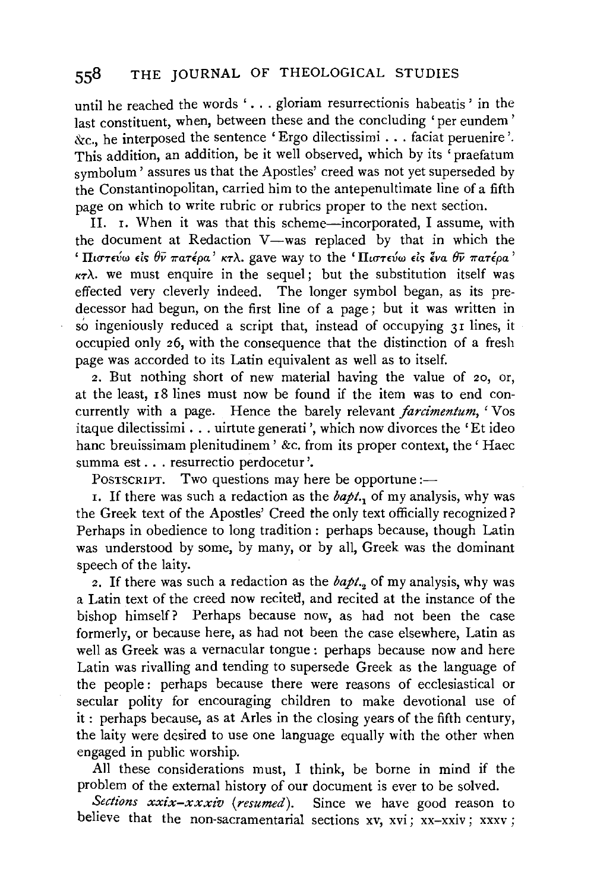until he reached the words '. . . gloriam resurrectionis habeatis' in the last constituent, when, between these and the concluding 'per eundem' &c., he interposed the sentence 'Ergo dilectissimi . . . faciat peruenire'. This addition, an addition, be it well observed, which by its 'praefatum symbolum' assures us that the Apostles' creed was not yet superseded by the Constantinopolitan, carried him to the antepenultimate line of a fifth page on which to write rubric or rubrics proper to the next section.

II. 1. When it was that this scheme—incorporated, I assume, with the document at Redaction V—was replaced by that in which the 'Πιστεύω εἰς θν̄ πατέρα' κτλ. gave way to the 'Πιστεύω εἰς ἕνα θν̄ πατέρα' κτλ. we must enquire in the sequel; but the substitution itself was effected very cleverly indeed. The longer symbol began, as its predecessor had begun, on the first line of a page; but it was written in so ingeniously reduced a script that, instead of occupying 31 lines, it occupied only 26, with the consequence that the distinction of a fresh page was accorded to its Latin equivalent as well as to itself.

2. But nothing short of new material having the value of 20, or, at the least, 18 lines must now be found if the item was to end concurrently with a page. Hence the barely relevant *farcimentum*, 'Vos itaque dilectissimi . . . uirtute generati', which now divorces the 'Et ideo hanc breuissimam plenitudinem' &c. from its proper context, the 'Haec summa est . . . resurrectio perdocetur'.

POSTSCRIPT. Two questions may here be opportune:—

1. If there was such a redaction as the *bapt.*$_1$ of my analysis, why was the Greek text of the Apostles' Creed the only text officially recognized? Perhaps in obedience to long tradition: perhaps because, though Latin was understood by some, by many, or by all, Greek was the dominant speech of the laity.

2. If there was such a redaction as the *bapt.*$_2$ of my analysis, why was a Latin text of the creed now recited, and recited at the instance of the bishop himself? Perhaps because now, as had not been the case formerly, or because here, as had not been the case elsewhere, Latin as well as Greek was a vernacular tongue: perhaps because now and here Latin was rivalling and tending to supersede Greek as the language of the people: perhaps because there were reasons of ecclesiastical or secular polity for encouraging children to make devotional use of it: perhaps because, as at Arles in the closing years of the fifth century, the laity were desired to use one language equally with the other when engaged in public worship.

All these considerations must, I think, be borne in mind if the problem of the external history of our document is ever to be solved.

*Sections xxix–xxxiv (resumed).* Since we have good reason to believe that the non-sacramentarial sections xv, xvi; xx–xxiv; xxxv;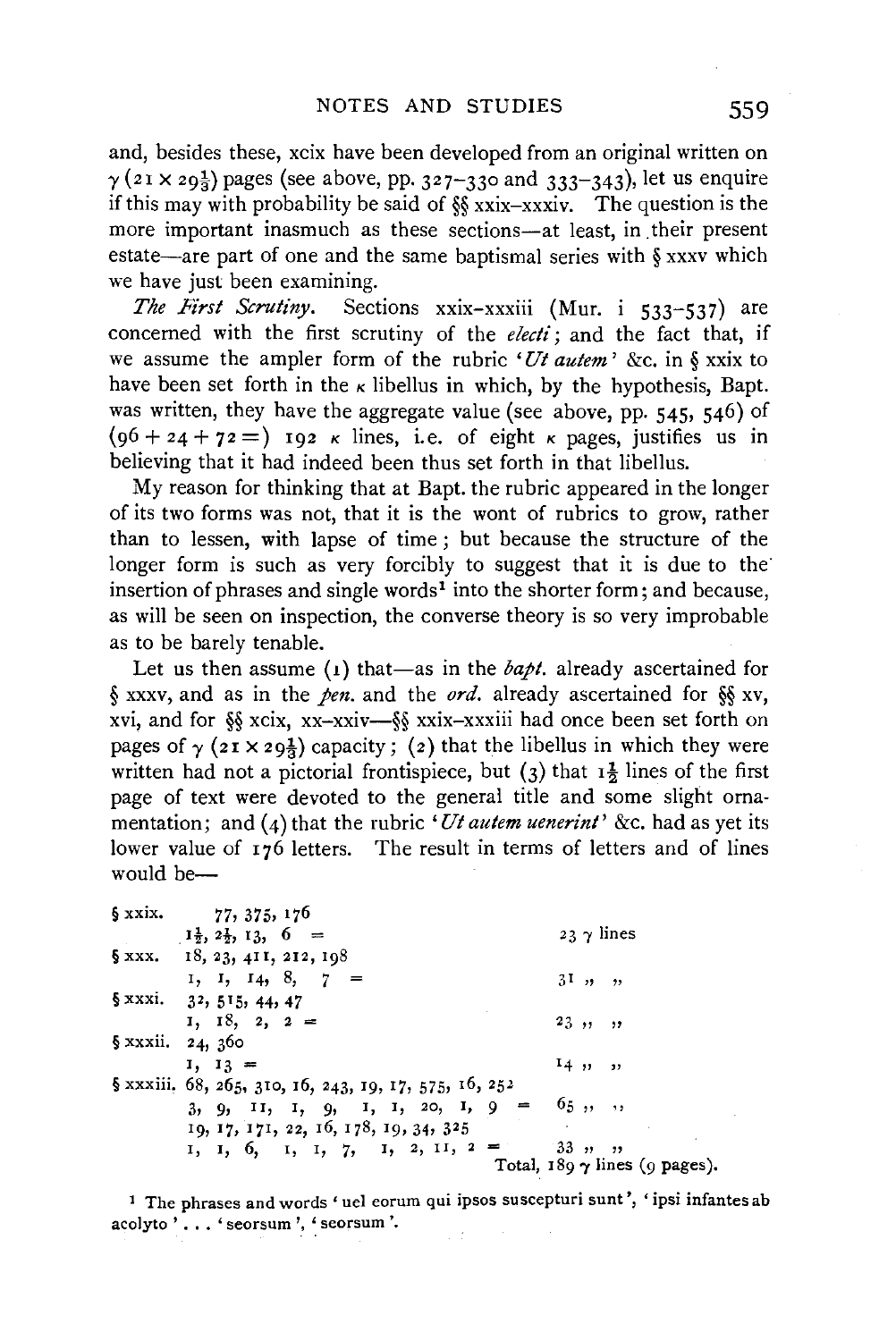and, besides these, xcix have been developed from an original written on $\gamma$ ($21 \times 29\frac{1}{3}$) pages (see above, pp. 327–330 and 333–343), let us enquire if this may with probability be said of §§ xxix–xxxiv. The question is the more important inasmuch as these sections—at least, in their present estate—are part of one and the same baptismal series with § xxxv which we have just been examining.

*The First Scrutiny.* Sections xxix–xxxiii (Mur. i 533–537) are concerned with the first scrutiny of the *electi*; and the fact that, if we assume the ampler form of the rubric '*Ut autem*' &c. in § xxix to have been set forth in the $\kappa$ libellus in which, by the hypothesis, Bapt. was written, they have the aggregate value (see above, pp. 545, 546) of ($96 + 24 + 72 =$) 192 $\kappa$ lines, i.e. of eight $\kappa$ pages, justifies us in believing that it had indeed been thus set forth in that libellus.

My reason for thinking that at Bapt. the rubric appeared in the longer of its two forms was not, that it is the wont of rubrics to grow, rather than to lessen, with lapse of time; but because the structure of the longer form is such as very forcibly to suggest that it is due to the insertion of phrases and single words[1] into the shorter form; and because, as will be seen on inspection, the converse theory is so very improbable as to be barely tenable.

Let us then assume (1) that—as in the *bapt.* already ascertained for § xxxv, and as in the *pen.* and the *ord.* already ascertained for §§ xv, xvi, and for §§ xcix, xx–xxiv—§§ xxix–xxxiii had once been set forth on pages of $\gamma$ ($21 \times 29\frac{1}{3}$) capacity; (2) that the libellus in which they were written had not a pictorial frontispiece, but (3) that $1\frac{1}{2}$ lines of the first page of text were devoted to the general title and some slight ornamentation; and (4) that the rubric '*Ut autem uenerint*' &c. had as yet its lower value of 176 letters. The result in terms of letters and of lines would be—

| | | |
|---|---|---|
| § xxix. | 77, 375, 176 | |
| | $1\frac{1}{2}$, $2\frac{1}{2}$, 13, 6 = | 23 $\gamma$ lines |
| § xxx. | 18, 23, 411, 212, 198 | |
| | 1, 1, 14, 8, 7 = | 31 " " |
| § xxxi. | 32, 515, 44, 47 | |
| | 1, 18, 2, 2 = | 23 " " |
| § xxxii. | 24, 360 | |
| | 1, 13 = | 14 " " |
| § xxxiii. | 68, 265, 310, 16, 243, 19, 17, 575, 16, 252 | |
| | 3, 9, 11, 1, 9, 1, 1, 20, 1, 9 = | 65 " " |
| | 19, 17, 171, 22, 16, 178, 19, 34, 325 | |
| | 1, 1, 6, 1, 1, 7, 1, 2, 11, 2 = | 33 " " |
| | | Total, 189 $\gamma$ lines (9 pages). |

[1] The phrases and words 'uel eorum qui ipsos suscepturi sunt', 'ipsi infantes ab acolyto' . . . 'seorsum', 'seorsum'.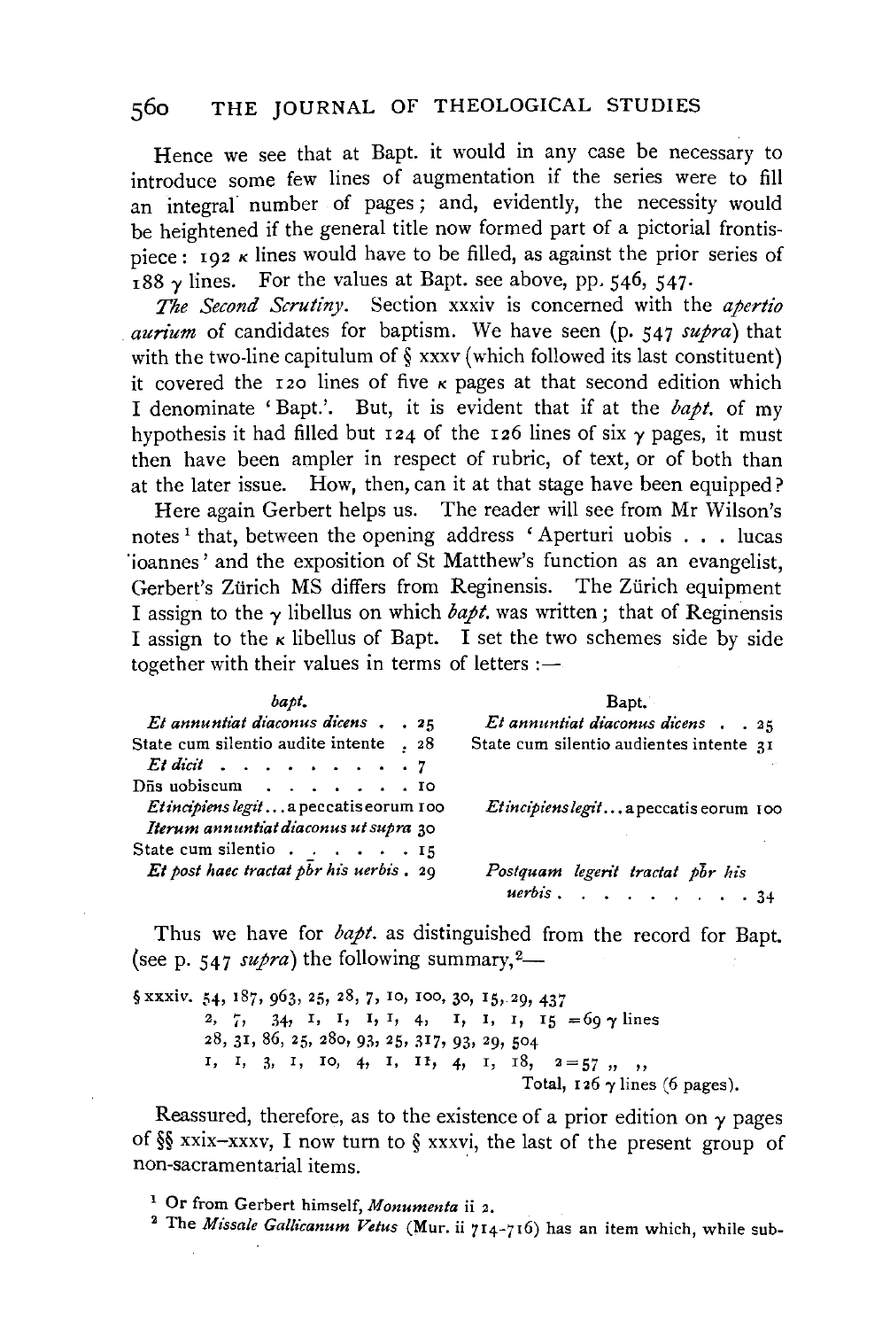Hence we see that at Bapt. it would in any case be necessary to introduce some few lines of augmentation if the series were to fill an integral number of pages; and, evidently, the necessity would be heightened if the general title now formed part of a pictorial frontispiece: 192 κ lines would have to be filled, as against the prior series of 188 γ lines. For the values at Bapt. see above, pp. 546, 547.

*The Second Scrutiny*. Section xxxiv is concerned with the *apertio aurium* of candidates for baptism. We have seen (p. 547 *supra*) that with the two-line capitulum of § xxxv (which followed its last constituent) it covered the 120 lines of five κ pages at that second edition which I denominate 'Bapt.'. But, it is evident that if at the *bapt.* of my hypothesis it had filled but 124 of the 126 lines of six γ pages, it must then have been ampler in respect of rubric, of text, or of both than at the later issue. How, then, can it at that stage have been equipped?

Here again Gerbert helps us. The reader will see from Mr Wilson's notes[1] that, between the opening address 'Aperturi uobis . . . lucas ioannes' and the exposition of St Matthew's function as an evangelist, Gerbert's Zürich MS differs from Reginensis. The Zürich equipment I assign to the γ libellus on which *bapt.* was written; that of Reginensis I assign to the κ libellus of Bapt. I set the two schemes side by side together with their values in terms of letters :—

| *bapt.* | | Bapt. | |
|---|---|---|---|
| *Et annuntiat diaconus dicens* | 25 | *Et annuntiat diaconus dicens* | 25 |
| State cum silentio audite intente | 28 | State cum silentio audientes intente | 31 |
| *Et dicit* | 7 | | |
| Dn̄s uobiscum | 10 | | |
| *Et incipiens legit*... a peccatis eorum | 100 | *Et incipiens legit*... a peccatis eorum | 100 |
| *Iterum annuntiat diaconus ut supra* | 30 | | |
| State cum silentio | 15 | | |
| *Et post haec tractat pb̄r his uerbis* | 29 | *Postquam legerit tractat pb̄r his uerbis* | 34 |

Thus we have for *bapt.* as distinguished from the record for Bapt. (see p. 547 *supra*) the following summary,[2]—

§ xxxiv. 54, 187, 963, 25, 28, 7, 10, 100, 30, 15, 29, 437
2, 7, 34, 1, 1, 1, 1, 4, 1, 1, 1, 15 = 69 γ lines
28, 31, 86, 25, 280, 93, 25, 317, 93, 29, 504
1, 1, 3, 1, 10, 4, 1, 11, 4, 1, 18, 2 = 57 ,, ,,
Total, 126 γ lines (6 pages).

Reassured, therefore, as to the existence of a prior edition on γ pages of §§ xxix–xxxv, I now turn to § xxxvi, the last of the present group of non-sacramentarial items.

[1] Or from Gerbert himself, *Monumenta* ii 2.

[2] The *Missale Gallicanum Vetus* (Mur. ii 714–716) has an item which, while sub-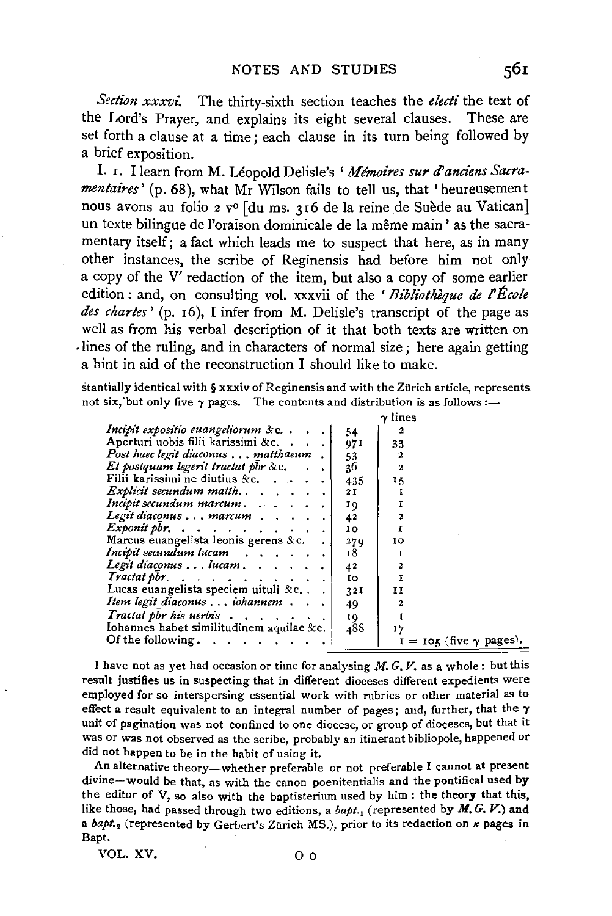*Section xxxvi.* The thirty-sixth section teaches the *electi* the text of the Lord's Prayer, and explains its eight several clauses. These are set forth a clause at a time; each clause in its turn being followed by a brief exposition.

I. 1. I learn from M. Léopold Delisle's '*Mémoires sur d'anciens Sacramentaires*' (p. 68), what Mr Wilson fails to tell us, that 'heureusement nous avons au folio 2 v° [du ms. 316 de la reine de Suède au Vatican] un texte bilingue de l'oraison dominicale de la même main' as the sacramentary itself; a fact which leads me to suspect that here, as in many other instances, the scribe of Reginensis had before him not only a copy of the V′ redaction of the item, but also a copy of some earlier edition: and, on consulting vol. xxxvii of the '*Bibliothèque de l'École des chartes*' (p. 16), I infer from M. Delisle's transcript of the page as well as from his verbal description of it that both texts are written on lines of the ruling, and in characters of normal size; here again getting a hint in aid of the reconstruction I should like to make.

stantially identical with § xxxiv of Reginensis and with the Zürich article, represents not six, but only five γ pages. The contents and distribution is as follows:—

| | | γ lines |
|---|---|---|
| *Incipit expositio euangeliorum* &c. | 54 | 2 |
| Aperturi uobis filii karissimi &c. | 971 | 33 |
| *Post haec legit diaconus . . . matthaeum* | 53 | 2 |
| *Et postquam legerit tractat pbr* &c. | 36 | 2 |
| Filii karissimi ne diutius &c. | 435 | 15 |
| *Explicit secundum matth.* | 21 | 1 |
| *Incipit secundum marcum* | 19 | 1 |
| *Legit diaconus . . . marcum* | 42 | 2 |
| *Exponit pbr.* | 10 | 1 |
| Marcus euangelista leonis gerens &c. | 279 | 10 |
| *Incipit secundum lucam* | 18 | 1 |
| *Legit diaconus . . . lucam* | 42 | 2 |
| *Tractat pbr.* | 10 | 1 |
| Lucas euangelista speciem uituli &c. | 321 | 11 |
| *Item legit diaconus . . . iohannem* | 49 | 2 |
| *Tractat pbr his uerbis* | 19 | 1 |
| Iohannes habet similitudinem aquilae &c. | 488 | 17 |
| Of the following | | 1 = 105 (five γ pages). |

I have not as yet had occasion or time for analysing *M. G. V.* as a whole: but this result justifies us in suspecting that in different dioceses different expedients were employed for so interspersing essential work with rubrics or other material as to effect a result equivalent to an integral number of pages; and, further, that the γ unit of pagination was not confined to one diocese, or group of dioceses, but that it was or was not observed as the scribe, probably an itinerant bibliopole, happened or did not happen to be in the habit of using it.

An alternative theory—whether preferable or not preferable I cannot at present divine—would be that, as with the canon poenitentialis and the pontifical used by the editor of V, so also with the baptisterium used by him: the theory that this, like those, had passed through two editions, a *bapt.*$_1$ (represented by *M. G. V.*) and a *bapt.*$_2$ (represented by Gerbert's Zürich MS.), prior to its redaction on κ pages in Bapt.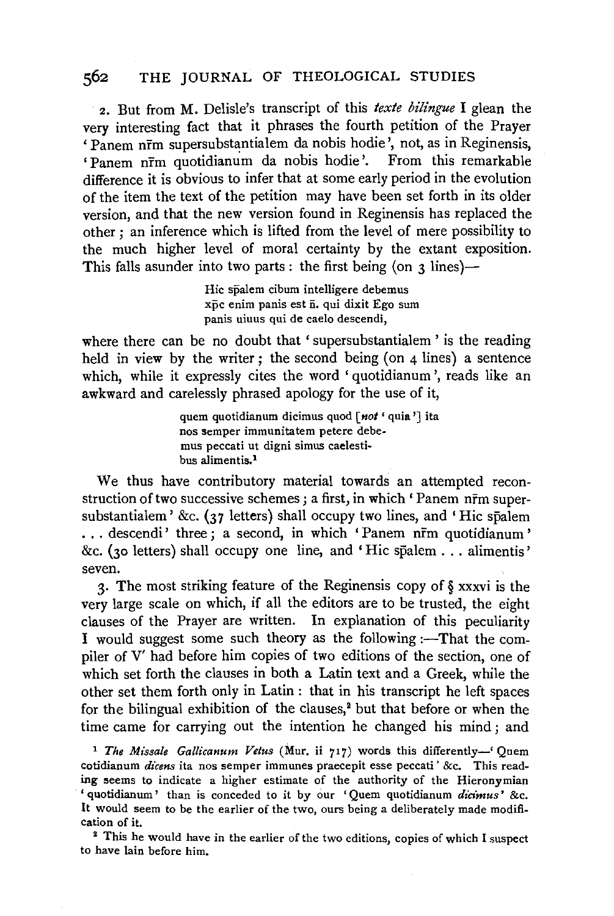2. But from M. Delisle's transcript of this *texte bilingue* I glean the very interesting fact that it phrases the fourth petition of the Prayer 'Panem nr̄m supersubstantialem da nobis hodie', not, as in Reginensis, 'Panem nr̄m quotidianum da nobis hodie'. From this remarkable difference it is obvious to infer that at some early period in the evolution of the item the text of the petition may have been set forth in its older version, and that the new version found in Reginensis has replaced the other; an inference which is lifted from the level of mere possibility to the much higher level of moral certainty by the extant exposition. This falls asunder into two parts: the first being (on 3 lines)—

> Hic sp̄alem cibum intelligere debemus
> xp̄c enim panis est n̄. qui dixit Ego sum
> panis uiuus qui de caelo descendi,

where there can be no doubt that 'supersubstantialem' is the reading held in view by the writer; the second being (on 4 lines) a sentence which, while it expressly cites the word 'quotidianum', reads like an awkward and carelessly phrased apology for the use of it,

> quem quotidianum dicimus quod [*not* 'quia'] ita
> nos semper immunitatem petere debe-
> mus peccati ut digni simus caelesti-
> bus alimentis.[1]

We thus have contributory material towards an attempted reconstruction of two successive schemes; a first, in which 'Panem nr̄m supersubstantialem' &c. (37 letters) shall occupy two lines, and 'Hic sp̄alem ... descendi' three; a second, in which 'Panem nr̄m quotidianum' &c. (30 letters) shall occupy one line, and 'Hic sp̄alem ... alimentis' seven.

3. The most striking feature of the Reginensis copy of § xxxvi is the very large scale on which, if all the editors are to be trusted, the eight clauses of the Prayer are written. In explanation of this peculiarity I would suggest some such theory as the following:—That the compiler of V′ had before him copies of two editions of the section, one of which set forth the clauses in both a Latin text and a Greek, while the other set them forth only in Latin: that in his transcript he left spaces for the bilingual exhibition of the clauses,[2] but that before or when the time came for carrying out the intention he changed his mind; and

[1] *The Missale Gallicanum Vetus* (Mur. ii 717) words this differently—'Quem cotidianum *dicens* ita nos semper immunes praecepit esse peccati' &c. This reading seems to indicate a higher estimate of the authority of the Hieronymian 'quotidianum' than is conceded to it by our 'Quem quotidianum *dicimus*' &c. It would seem to be the earlier of the two, ours being a deliberately made modification of it.

[2] This he would have in the earlier of the two editions, copies of which I suspect to have lain before him.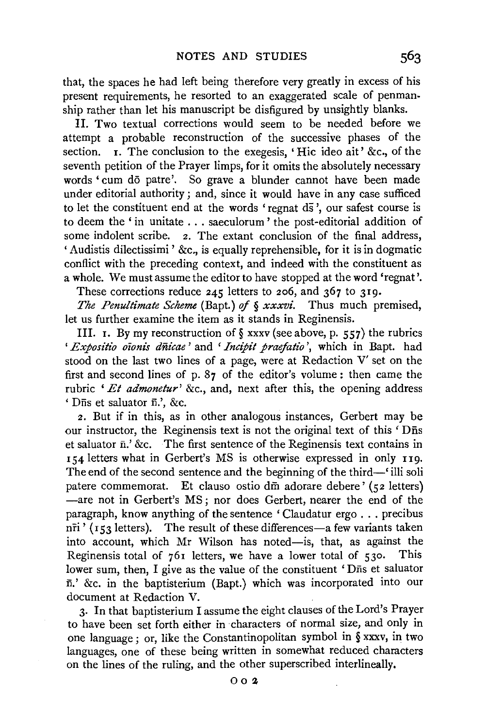that, the spaces he had left being therefore very greatly in excess of his present requirements, he resorted to an exaggerated scale of penmanship rather than let his manuscript be disfigured by unsightly blanks.

II. Two textual corrections would seem to be needed before we attempt a probable reconstruction of the successive phases of the section. 1. The conclusion to the exegesis, 'Hic ideo ait' &c., of the seventh petition of the Prayer limps, for it omits the absolutely necessary words 'cum dō patre'. So grave a blunder cannot have been made under editorial authority; and, since it would have in any case sufficed to let the constituent end at the words 'regnat ds̄', our safest course is to deem the 'in unitate . . . saeculorum' the post-editorial addition of some indolent scribe. 2. The extant conclusion of the final address, 'Audistis dilectissimi' &c., is equally reprehensible, for it is in dogmatic conflict with the preceding context, and indeed with the constituent as a whole. We must assume the editor to have stopped at the word 'regnat'.

These corrections reduce 245 letters to 206, and 367 to 319.

*The Penultimate Scheme* (Bapt.) *of § xxxvi*. Thus much premised, let us further examine the item as it stands in Reginensis.

III. 1. By my reconstruction of § xxxv (see above, p. 557) the rubrics '*Expositio oīonis dn̄icae*' and '*Incipit praefatio*', which in Bapt. had stood on the last two lines of a page, were at Redaction V′ set on the first and second lines of p. 87 of the editor's volume: then came the rubric '*Et admonetur*' &c., and, next after this, the opening address 'Dn̄s et saluator n̄.', &c.

2. But if in this, as in other analogous instances, Gerbert may be our instructor, the Reginensis text is not the original text of this 'Dn̄s et saluator n̄.' &c. The first sentence of the Reginensis text contains in 154 letters what in Gerbert's MS is otherwise expressed in only 119. The end of the second sentence and the beginning of the third—'illi soli patere commemorat. Et clauso ostio dm̄ adorare debere' (52 letters) —are not in Gerbert's MS; nor does Gerbert, nearer the end of the paragraph, know anything of the sentence 'Claudatur ergo . . . precibus nr̄i' (153 letters). The result of these differences—a few variants taken into account, which Mr Wilson has noted—is, that, as against the Reginensis total of 761 letters, we have a lower total of 530. This lower sum, then, I give as the value of the constituent 'Dn̄s et saluator n̄.' &c. in the baptisterium (Bapt.) which was incorporated into our document at Redaction V.

3. In that baptisterium I assume the eight clauses of the Lord's Prayer to have been set forth either in characters of normal size, and only in one language; or, like the Constantinopolitan symbol in § xxxv, in two languages, one of these being written in somewhat reduced characters on the lines of the ruling, and the other superscribed interlineally.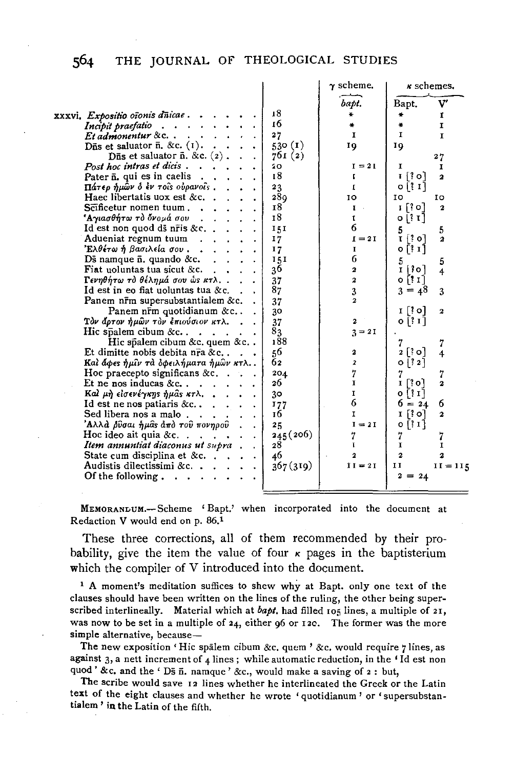| | | γ scheme. | κ schemes. | |
|---|---|---|---|---|
| | | *bapt.* | Bapt. | V' |
| xxxvi. *Expositio orōnis dn̄icae* | 18 | * | * | 1 |
| *Incipit praefatio* | 16 | * | * | 1 |
| *Et admonentur* &c. | 27 | 1 | 1 | 1 |
| Dn̄s et saluator n̄. &c. (1). | 530 (1) | 19 | 19 | |
| Dn̄s et saluator n̄. &c. (2) | 761 (2) | | | 27 |
| *Post hoc intras et dicis* | 20 | 1 = 21 | 1 | 1 |
| Pater n̄. qui es in caelis | 18 | 1 | 1 [? 0] | 2 |
| Πάτερ ἡμῶν ὁ ἐν τοῖς οὐρανοῖς | 23 | 1 | 0 [? 1] | |
| Haec libertatis uox est &c. | 289 | 10 | 10 | 10 |
| Sc̄ificetur nomen tuum | 18 | 1 | 1 [? 0] | 2 |
| Ἁγιασθήτω τὸ ὄνομά σου | 18 | 1 | 0 [? 1] | |
| Id est non quod ds̄ nr̄is &c. | 151 | 6 | 5 | 5 |
| Adueniat regnum tuum | 17 | 1 = 21 | 1 [? 0] | 2 |
| Ἐλθέτω ἡ βασιλεία σου | 17 | 1 | 0 [? 1] | |
| Ds̄ namque n̄. quando &c. | 151 | 6 | 5 | 5 |
| Fiat uoluntas tua sicut &c. | 36 | 2 | 1 [? 0] | 4 |
| Γενηθήτω τὸ θέλημά σου ὡς κτλ. | 37 | 2 | 0 [? 1] | |
| Id est in eo fiat uoluntas tua &c. | 87 | 3 | 3 = 48 | 3 |
| Panem nr̄m supersubstantialem &c. | 37 | 2 | | |
| Panem nr̄m quotidianum &c. | 30 | | 1 [? 0] | 2 |
| Τὸν ἄρτον ἡμῶν τὸν ἐπιούσιον κτλ. | 37 | 2 | 0 [? 1] | |
| Hic sp̄alem cibum &c. | 83 | 3 = 21 | . | |
| Hic sp̄alem cibum &c. quem &c. | 188 | | 7 | 7 |
| Et dimitte nobis debita nr̄a &c. | 56 | 2 | 2 [? 0] | 4 |
| Καὶ ἄφες ἡμῖν τὰ ὀφειλήματα ἡμῶν κτλ. | 62 | 2 | 0 [? 2] | |
| Hoc praecepto significans &c. | 204 | 7 | 7 | 7 |
| Et ne nos inducas &c. | 26 | 1 | 1 [? 0] | 2 |
| Καὶ μὴ εἰσενέγκῃς ἡμᾶς κτλ. | 30 | 1 | 0 [? 1] | |
| Id est ne nos patiaris &c. | 177 | 6 | 6 = 24 | 6 |
| Sed libera nos a malo | 16 | 1 | 1 [? 0] | 2 |
| Ἀλλὰ ῥῦσαι ἡμᾶς ἀπὸ τοῦ πονηροῦ | 25 | 1 = 21 | 0 [? 1] | |
| Hoc ideo ait quia &c. | 245 (206) | 7 | 7 | 7 |
| *Item annuntiat diaconus ut supra* | 28 | 1 | 1 | 1 |
| State cum disciplina et &c. | 46 | 2 | 2 | 2 |
| Audistis dilectissimi &c. | 367 (319) | 11 = 21 | 11 | 11 = 115 |
| Of the following | | | 2 = 24 | |

MEMORANDUM.—Scheme 'Bapt.' when incorporated into the document at Redaction V would end on p. 86.[1]

These three corrections, all of them recommended by their probability, give the item the value of four κ pages in the baptisterium which the compiler of V introduced into the document.

[1] A moment's meditation suffices to shew why at Bapt. only one text of the clauses should have been written on the lines of the ruling, the other being superscribed interlineally. Material which at *bapt.* had filled 105 lines, a multiple of 21, was now to be set in a multiple of 24, either 96 or 120. The former was the more simple alternative, because—

The new exposition 'Hic sp̄alem cibum &c. quem' &c. would require 7 lines, as against 3, a nett increment of 4 lines; while automatic reduction, in the 'Id est non quod' &c. and the 'Ds̄ n̄. namque' &c., would make a saving of 2: but,

The scribe would save 12 lines whether he interlineated the Greek or the Latin text of the eight clauses and whether he wrote 'quotidianum' or 'supersubstantialem' in the Latin of the fifth.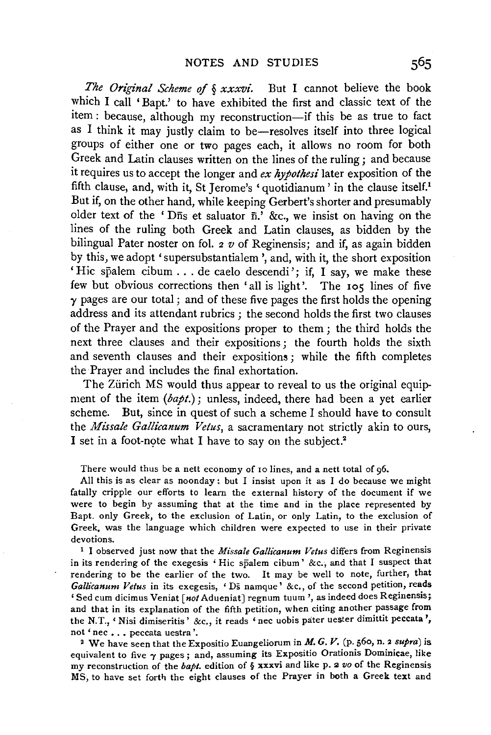*The Original Scheme of § xxxvi.* But I cannot believe the book which I call 'Bapt.' to have exhibited the first and classic text of the item: because, although my reconstruction—if this be as true to fact as I think it may justly claim to be—resolves itself into three logical groups of either one or two pages each, it allows no room for both Greek and Latin clauses written on the lines of the ruling; and because it requires us to accept the longer and *ex hypothesi* later exposition of the fifth clause, and, with it, St Jerome's 'quotidianum' in the clause itself.[1] But if, on the other hand, while keeping Gerbert's shorter and presumably older text of the 'Dn̄s et saluator n̄.' &c., we insist on having on the lines of the ruling both Greek and Latin clauses, as bidden by the bilingual Pater noster on fol. 2 *v* of Reginensis; and if, as again bidden by this, we adopt 'supersubstantialem', and, with it, the short exposition 'Hic sp̄alem cibum . . . de caelo descendi'; if, I say, we make these few but obvious corrections then 'all is light'. The 105 lines of five γ pages are our total; and of these five pages the first holds the opening address and its attendant rubrics; the second holds the first two clauses of the Prayer and the expositions proper to them; the third holds the next three clauses and their expositions; the fourth holds the sixth and seventh clauses and their expositions; while the fifth completes the Prayer and includes the final exhortation.

The Zürich MS would thus appear to reveal to us the original equipment of the item (*bapt.*); unless, indeed, there had been a yet earlier scheme. But, since in quest of such a scheme I should have to consult the *Missale Gallicanum Vetus*, a sacramentary not strictly akin to ours, I set in a foot-note what I have to say on the subject.[2]

There would thus be a nett economy of 10 lines, and a nett total of 96.

All this is as clear as noonday: but I insist upon it as I do because we might fatally cripple our efforts to learn the external history of the document if we were to begin by assuming that at the time and in the place represented by Bapt. only Greek, to the exclusion of Latin, or only Latin, to the exclusion of Greek, was the language which children were expected to use in their private devotions.

[1] I observed just now that the *Missale Gallicanum Vetus* differs from Reginensis in its rendering of the exegesis 'Hic sp̄alem cibum' &c., and that I suspect that rendering to be the earlier of the two. It may be well to note, further, that *Gallicanum Vetus* in its exegesis, 'Ds̄ namque' &c., of the second petition, reads 'Sed cum dicimus Veniat [*not* Adueniat] regnum tuum', as indeed does Reginensis; and that in its explanation of the fifth petition, when citing another passage from the N.T., 'Nisi dimiseritis' &c., it reads 'nec uobis pater uester dimittit peccata', not 'nec . . . peccata uestra'.

[2] We have seen that the Expositio Euangeliorum in *M. G. V.* (p. 560, n. 2 *supra*) is equivalent to five γ pages; and, assuming its Expositio Orationis Dominicae, like my reconstruction of the *bapt.* edition of § xxxvi and like p. 2 *vo* of the Reginensis MS, to have set forth the eight clauses of the Prayer in both a Greek text and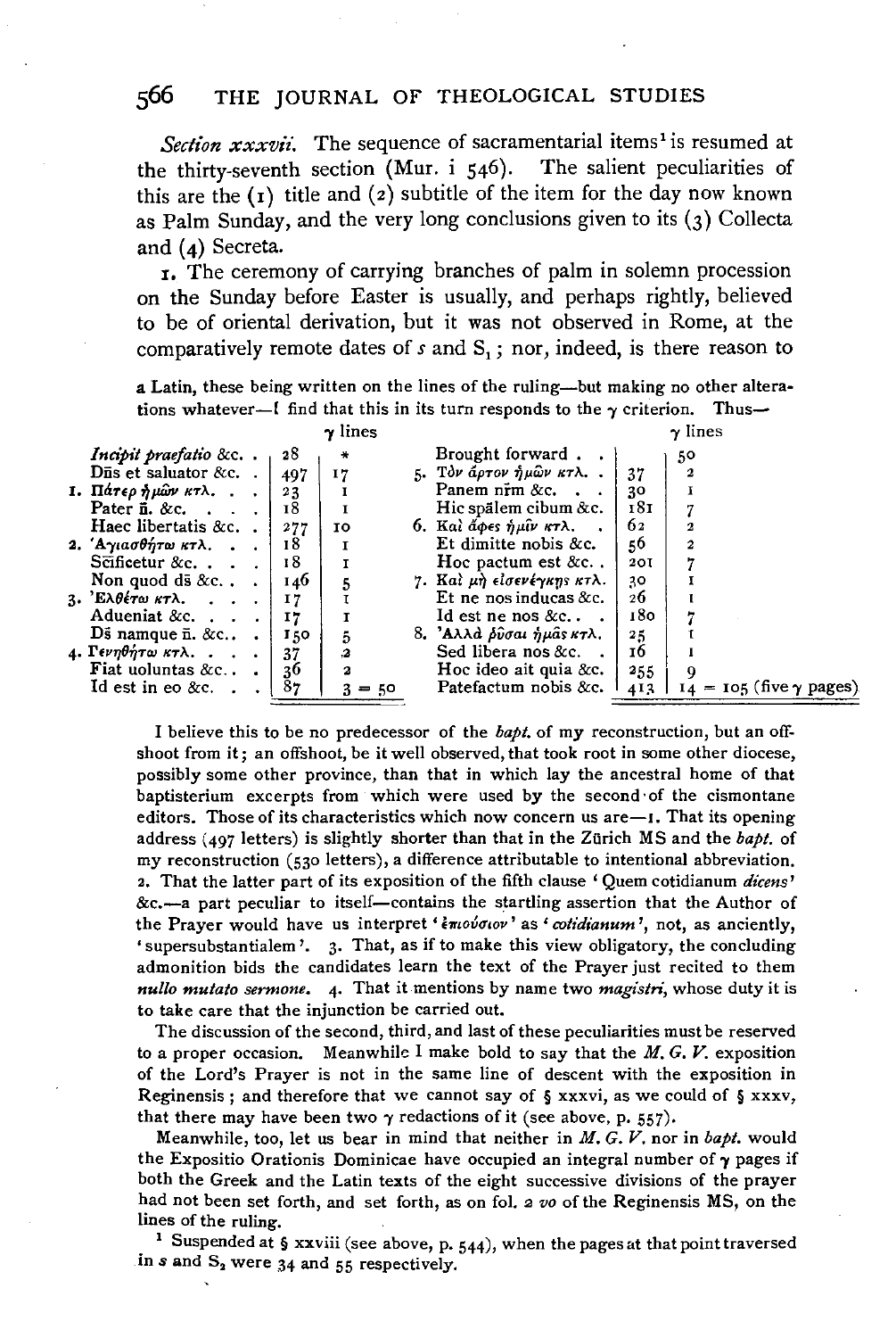*Section xxxvii.* The sequence of sacramentarial items[1] is resumed at the thirty-seventh section (Mur. i 546). The salient peculiarities of this are the (1) title and (2) subtitle of the item for the day now known as Palm Sunday, and the very long conclusions given to its (3) Collecta and (4) Secreta.

1. The ceremony of carrying branches of palm in solemn procession on the Sunday before Easter is usually, and perhaps rightly, believed to be of oriental derivation, but it was not observed in Rome, at the comparatively remote dates of $s$ and $S_1$; nor, indeed, is there reason to

a Latin, these being written on the lines of the ruling—but making no other alterations whatever—I find that this in its turn responds to the γ criterion. Thus—

| | | γ lines | | | γ lines |
|---|---|---|---|---|---|
| *Incipit praefatio* &c. | 28 | * | Brought forward | | 50 |
| Dn̄s et saluator &c. | 497 | 17 | 5. Τὸν ἄρτον ἡμῶν κτλ. | 37 | 2 |
| 1. Πάτερ ἡμῶν κτλ. | 23 | 1 | Panem nr̄m &c. | 30 | 1 |
| Pater n̄. &c. | 18 | 1 | Hic spālem cibum &c. | 181 | 7 |
| Haec libertatis &c. | 277 | 10 | 6. Καὶ ἄφες ἡμῖν κτλ. | 62 | 2 |
| 2. Ἁγιασθήτω κτλ. | 18 | 1 | Et dimitte nobis &c. | 56 | 2 |
| Sc̄ificetur &c. | 18 | 1 | Hoc pactum est &c. | 201 | 7 |
| Non quod ds̄ &c. | 146 | 5 | 7. Καὶ μὴ εἰσενέγκῃς κτλ. | 30 | 1 |
| 3. Ἐλθέτω κτλ. | 17 | 1 | Et ne nos inducas &c. | 26 | 1 |
| Adueniat &c. | 17 | 1 | Id est ne nos &c. | 180 | 7 |
| Ds̄ namque n̄. &c. | 150 | 5 | 8. Ἀλλὰ ῥῦσαι ἡμᾶς κτλ. | 25 | 1 |
| 4. Γενηθήτω κτλ. | 37 | 2 | Sed libera nos &c. | 16 | 1 |
| Fiat uoluntas &c. | 36 | 2 | Hoc ideo ait quia &c. | 255 | 9 |
| Id est in eo &c. | 87 | 3 = 50 | Patefactum nobis &c. | 413 | 14 = 105 (five γ pages) |

I believe this to be no predecessor of the *bapt.* of my reconstruction, but an offshoot from it; an offshoot, be it well observed, that took root in some other diocese, possibly some other province, than that in which lay the ancestral home of that baptisterium excerpts from which were used by the second of the cismontane editors. Those of its characteristics which now concern us are—1. That its opening address (497 letters) is slightly shorter than that in the Zürich MS and the *bapt.* of my reconstruction (530 letters), a difference attributable to intentional abbreviation. 2. That the latter part of its exposition of the fifth clause 'Quem cotidianum *dicens*' &c.—a part peculiar to itself—contains the startling assertion that the Author of the Prayer would have us interpret '*ἐπιούσιον*' as '*cotidianum*', not, as anciently, 'supersubstantialem'. 3. That, as if to make this view obligatory, the concluding admonition bids the candidates learn the text of the Prayer just recited to them *nullo mutato sermone*. 4. That it mentions by name two *magistri*, whose duty it is to take care that the injunction be carried out.

The discussion of the second, third, and last of these peculiarities must be reserved to a proper occasion. Meanwhile I make bold to say that the *M. G. V.* exposition of the Lord's Prayer is not in the same line of descent with the exposition in Reginensis; and therefore that we cannot say of § xxxvi, as we could of § xxxv, that there may have been two γ redactions of it (see above, p. 557).

Meanwhile, too, let us bear in mind that neither in *M. G. V.* nor in *bapt.* would the Expositio Orationis Dominicae have occupied an integral number of γ pages if both the Greek and the Latin texts of the eight successive divisions of the prayer had not been set forth, and set forth, as on fol. 2 *vo* of the Reginensis MS, on the lines of the ruling.

[1] Suspended at § xxviii (see above, p. 544), when the pages at that point traversed in $s$ and $S_2$ were 34 and 55 respectively.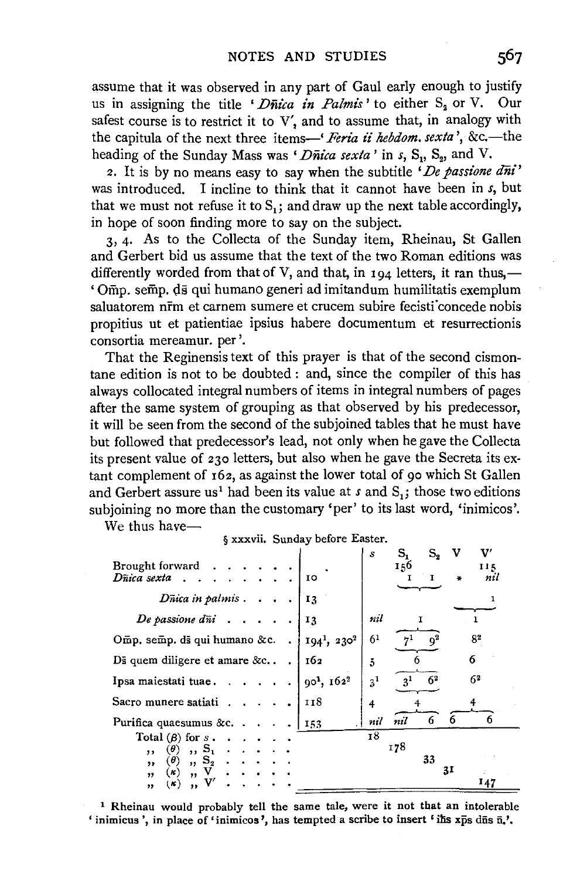assume that it was observed in any part of Gaul early enough to justify us in assigning the title '*Dñica in Palmis*' to either $S_2$ or V. Our safest course is to restrict it to V′, and to assume that, in analogy with the capitula of the next three items—'*Feria ii hebdom. sexta*', &c.—the heading of the Sunday Mass was '*Dñica sexta*' in *s*, $S_1$, $S_2$, and V.

2. It is by no means easy to say when the subtitle '*De passione dñi*' was introduced. I incline to think that it cannot have been in *s*, but that we must not refuse it to $S_1$; and draw up the next table accordingly, in hope of soon finding more to say on the subject.

3, 4. As to the Collecta of the Sunday item, Rheinau, St Gallen and Gerbert bid us assume that the text of the two Roman editions was differently worded from that of V, and that, in 194 letters, it ran thus,—'Om̄p. sem̄p. ds̄ qui humano generi ad imitandum humilitatis exemplum saluatorem nr̄m et carnem sumere et crucem subire fecisti concede nobis propitius ut et patientiae ipsius habere documentum et resurrectionis consortia mereamur. per'.

That the Reginensis text of this prayer is that of the second cismontane edition is not to be doubted: and, since the compiler of this has always collocated integral numbers of items in integral numbers of pages after the same system of grouping as that observed by his predecessor, it will be seen from the second of the subjoined tables that he must have but followed that predecessor's lead, not only when he gave the Collecta its present value of 230 letters, but also when he gave the Secreta its extant complement of 162, as against the lower total of 90 which St Gallen and Gerbert assure us[1] had been its value at *s* and $S_1$; those two editions subjoining no more than the customary 'per' to its last word, 'inimicos'.

We thus have—

§ xxxvii. Sunday before Easter.

| | | *s* | $S_1$ | $S_2$ | V | V′ |
|---|---|---|---|---|---|---|
| Brought forward | | | 156 | | | 115 |
| *Dñica sexta* | 10 | | 1 | 1 | * | *nil* |
| *Dñica in palmis* | 13 | | | | | 1 |
| *De passione dñi* | 13 | *nil* | 1 | | 1 | |
| Om̄p. sem̄p. ds̄ qui humano &c. | $194^1$, $230^2$ | $6^1$ | $7^1$ | $9^2$ | $8^2$ | |
| Ds̄ quem diligere et amare &c. | 162 | 5 | 6 | | 6 | |
| Ipsa maiestati tuae | $90^1$, $162^2$ | $3^1$ | $3^1$ | $6^2$ | $6^2$ | |
| Sacro munere satiati | 118 | 4 | 4 | | 4 | |
| Purifica quaesumus &c. | 153 | *nil* | *nil* | 6 | 6 | 6 |
| Total (β) for *s* | | 18 | | | | |
| ,, (θ) ,, $S_1$ | | | 178 | | | |
| ,, (θ) ,, $S_2$ | | | | 33 | | |
| ,, (κ) ,, V | | | | | 31 | |
| ,, (κ) ,, V′ | | | | | | 147 |

[1] Rheinau would probably tell the same tale, were it not that an intolerable 'inimicus', in place of 'inimicos', has tempted a scribe to insert 'ih̄s xp̄s dn̄s n̄.'.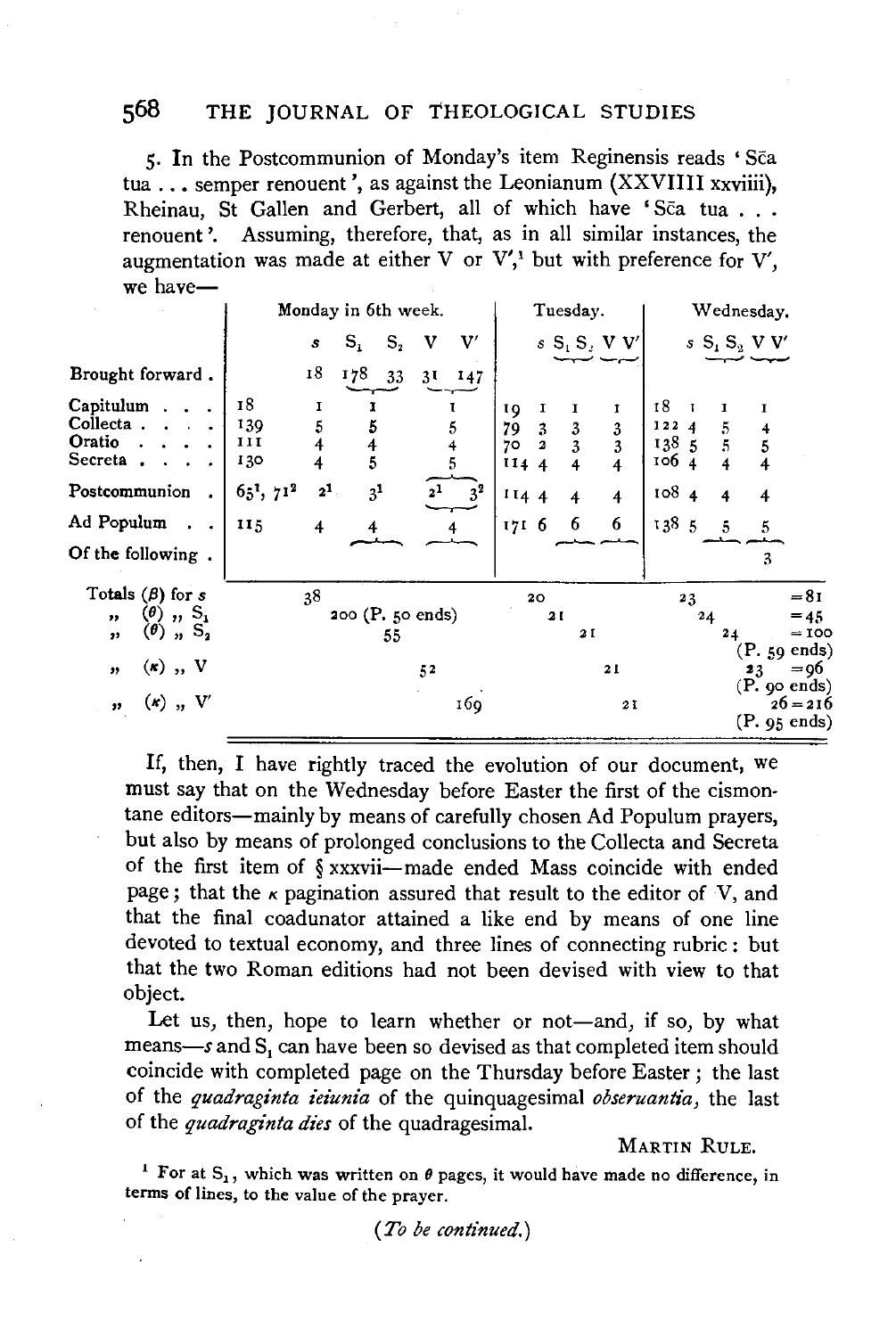5. In the Postcommunion of Monday's item Reginensis reads 'Sc̄a tua . . . semper renouent', as against the Leonianum (XXVIIII xxviiii), Rheinau, St Gallen and Gerbert, all of which have 'Sc̄a tua . . . renouent'. Assuming, therefore, that, as in all similar instances, the augmentation was made at either V or V',[1] but with preference for V', we have—

| | Monday in 6th week. | | | | | | Tuesday. | | | | Wednesday. | | | |
|---|---|---|---|---|---|---|---|---|---|---|---|---|---|---|
| | | s | $S_1$ | $S_2$ | V | V' | | s | $S_1$ $S_2$ | V V' | | s | $S_1$ $S_2$ | V V' |
| Brought forward . | | 18 | 178 | 33 | 31 | 147 | | | | | | | | |
| Capitulum . . . | 18 | 1 | 1 | | | 1 | 19 | 1 | 1 | 1 | 18 | 1 | 1 | 1 |
| Collecta . . . . | 139 | 5 | 5 | | | 5 | 79 | 3 | 3 | 3 | 122 | 4 | 5 | 4 |
| Oratio . . . . | 111 | 4 | 4 | | | 4 | 70 | 2 | 3 | 3 | 138 | 5 | 5 | 5 |
| Secreta . . . . | 130 | 4 | 5 | | | 5 | 114 | 4 | 4 | 4 | 106 | 4 | 4 | 4 |
| Postcommunion . | $65^1$, $71^2$ | $2^1$ | $3^1$ | | $2^1$ | $3^2$ | 114 | 4 | 4 | 4 | 108 | 4 | 4 | 4 |
| Ad Populum . . | 115 | 4 | 4 | | | 4 | 171 | 6 | 6 | 6 | 138 | 5 | 5 | 5 |
| Of the following . | | | | | | | | | | | | | | 3 |

| | Monday | Tuesday | Wednesday | |
|---|---|---|---|---|
| Totals (β) for s | 38 | 20 | 23 | =81 |
| „ (θ) „ $S_1$ | 200 (P. 50 ends) | 21 | 24 | =45 |
| „ (θ) „ $S_2$ | 55 | 21 | 24 | =100 (P. 59 ends) |
| „ (κ) „ V | 52 | 21 | 23 | =96 (P. 90 ends) |
| „ (κ) „ V' | 169 | 21 | 26 | =216 (P. 95 ends) |

If, then, I have rightly traced the evolution of our document, we must say that on the Wednesday before Easter the first of the cismontane editors—mainly by means of carefully chosen Ad Populum prayers, but also by means of prolonged conclusions to the Collecta and Secreta of the first item of § xxxvii—made ended Mass coincide with ended page; that the κ pagination assured that result to the editor of V, and that the final coadunator attained a like end by means of one line devoted to textual economy, and three lines of connecting rubric: but that the two Roman editions had not been devised with view to that object.

Let us, then, hope to learn whether or not—and, if so, by what means—s and $S_1$ can have been so devised as that completed item should coincide with completed page on the Thursday before Easter; the last of the *quadraginta ieiunia* of the quinquagesimal *obseruantia*, the last of the *quadraginta dies* of the quadragesimal.

MARTIN RULE.

[1] For at $S_1$, which was written on θ pages, it would have made no difference, in terms of lines, to the value of the prayer.

(*To be continued.*)